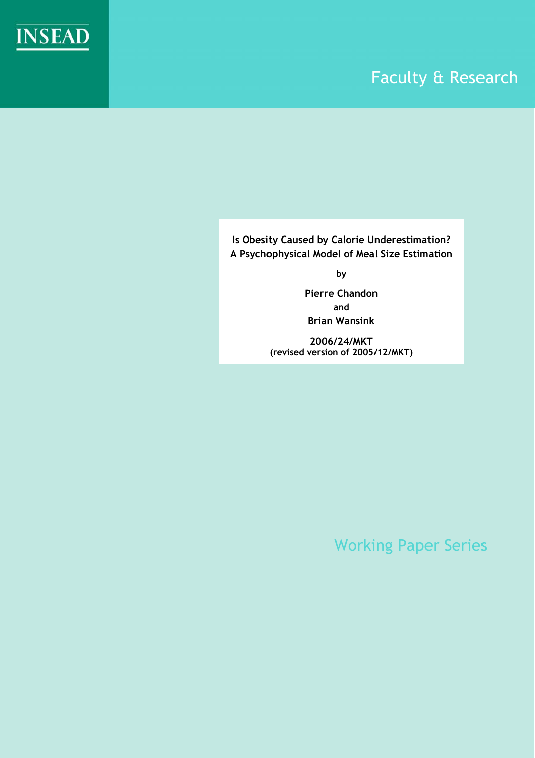INSEAD

Faculty & Research

**Is Obesity Caused by Calorie Underestimation? A Psychophysical Model of Meal Size Estimation**

by

**Pierre Chandon**

and

**Brian Wansink**

**2006/24/MKT**
**(revised version of 2005/12/MKT)**

Working Paper Series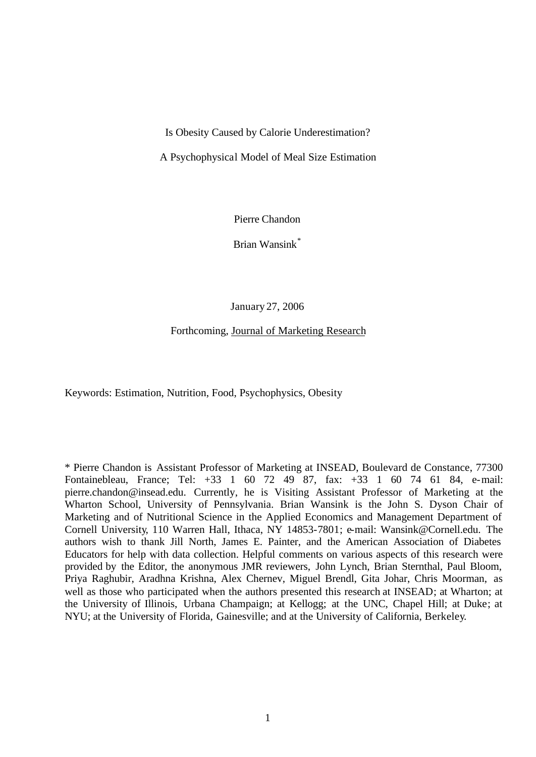Is Obesity Caused by Calorie Underestimation?

A Psychophysical Model of Meal Size Estimation

Pierre Chandon

Brian Wansink*

January 27, 2006

Forthcoming, Journal of Marketing Research

Keywords: Estimation, Nutrition, Food, Psychophysics, Obesity

\* Pierre Chandon is Assistant Professor of Marketing at INSEAD, Boulevard de Constance, 77300 Fontainebleau, France; Tel: +33 1 60 72 49 87, fax: +33 1 60 74 61 84, e-mail: pierre.chandon@insead.edu. Currently, he is Visiting Assistant Professor of Marketing at the Wharton School, University of Pennsylvania. Brian Wansink is the John S. Dyson Chair of Marketing and of Nutritional Science in the Applied Economics and Management Department of Cornell University, 110 Warren Hall, Ithaca, NY 14853-7801; e-mail: Wansink@Cornell.edu. The authors wish to thank Jill North, James E. Painter, and the American Association of Diabetes Educators for help with data collection. Helpful comments on various aspects of this research were provided by the Editor, the anonymous JMR reviewers, John Lynch, Brian Sternthal, Paul Bloom, Priya Raghubir, Aradhna Krishna, Alex Chernev, Miguel Brendl, Gita Johar, Chris Moorman, as well as those who participated when the authors presented this research at INSEAD; at Wharton; at the University of Illinois, Urbana Champaign; at Kellogg; at the UNC, Chapel Hill; at Duke; at NYU; at the University of Florida, Gainesville; and at the University of California, Berkeley.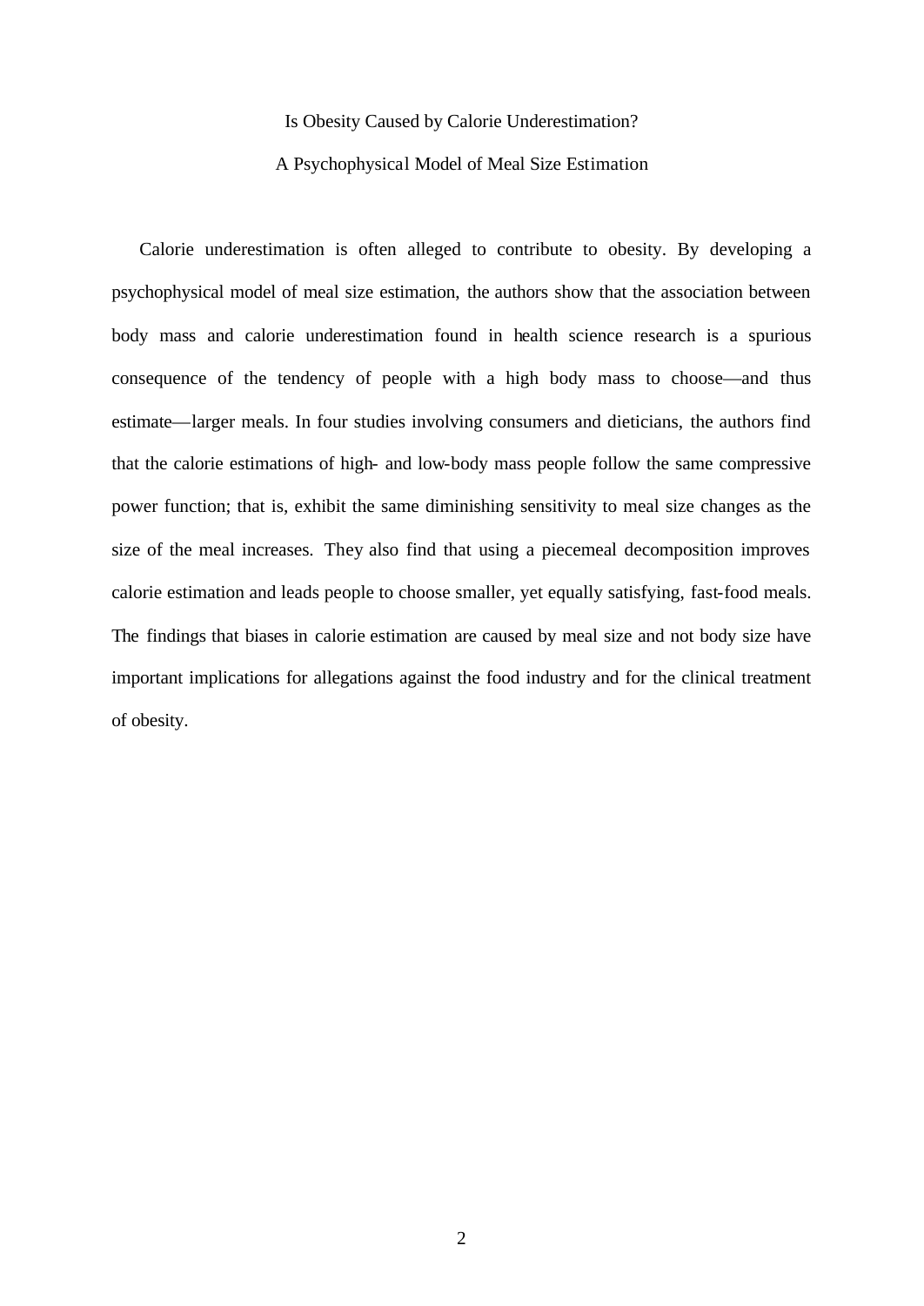# Is Obesity Caused by Calorie Underestimation?

## A Psychophysical Model of Meal Size Estimation

Calorie underestimation is often alleged to contribute to obesity. By developing a psychophysical model of meal size estimation, the authors show that the association between body mass and calorie underestimation found in health science research is a spurious consequence of the tendency of people with a high body mass to choose—and thus estimate—larger meals. In four studies involving consumers and dieticians, the authors find that the calorie estimations of high- and low-body mass people follow the same compressive power function; that is, exhibit the same diminishing sensitivity to meal size changes as the size of the meal increases. They also find that using a piecemeal decomposition improves calorie estimation and leads people to choose smaller, yet equally satisfying, fast-food meals. The findings that biases in calorie estimation are caused by meal size and not body size have important implications for allegations against the food industry and for the clinical treatment of obesity.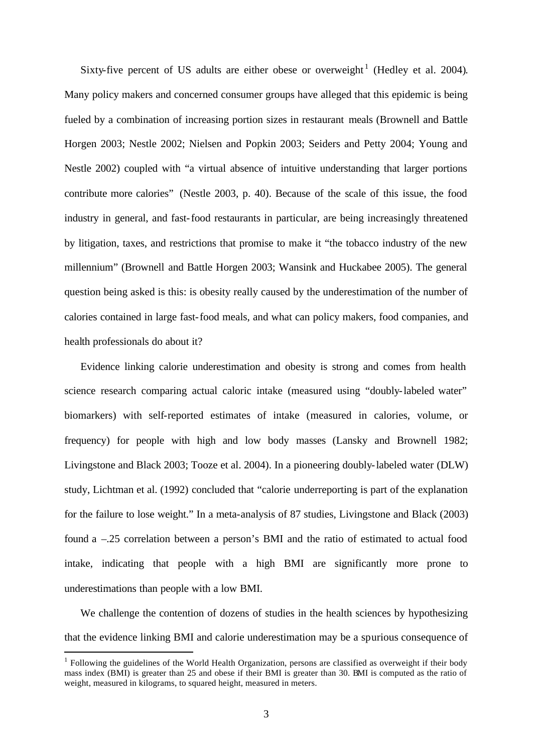Sixty-five percent of US adults are either obese or overweight[1] (Hedley et al. 2004). Many policy makers and concerned consumer groups have alleged that this epidemic is being fueled by a combination of increasing portion sizes in restaurant meals (Brownell and Battle Horgen 2003; Nestle 2002; Nielsen and Popkin 2003; Seiders and Petty 2004; Young and Nestle 2002) coupled with "a virtual absence of intuitive understanding that larger portions contribute more calories" (Nestle 2003, p. 40). Because of the scale of this issue, the food industry in general, and fast-food restaurants in particular, are being increasingly threatened by litigation, taxes, and restrictions that promise to make it "the tobacco industry of the new millennium" (Brownell and Battle Horgen 2003; Wansink and Huckabee 2005). The general question being asked is this: is obesity really caused by the underestimation of the number of calories contained in large fast-food meals, and what can policy makers, food companies, and health professionals do about it?

Evidence linking calorie underestimation and obesity is strong and comes from health science research comparing actual caloric intake (measured using "doubly-labeled water" biomarkers) with self-reported estimates of intake (measured in calories, volume, or frequency) for people with high and low body masses (Lansky and Brownell 1982; Livingstone and Black 2003; Tooze et al. 2004). In a pioneering doubly-labeled water (DLW) study, Lichtman et al. (1992) concluded that "calorie underreporting is part of the explanation for the failure to lose weight." In a meta-analysis of 87 studies, Livingstone and Black (2003) found a –.25 correlation between a person's BMI and the ratio of estimated to actual food intake, indicating that people with a high BMI are significantly more prone to underestimations than people with a low BMI.

We challenge the contention of dozens of studies in the health sciences by hypothesizing that the evidence linking BMI and calorie underestimation may be a spurious consequence of

[1] Following the guidelines of the World Health Organization, persons are classified as overweight if their body mass index (BMI) is greater than 25 and obese if their BMI is greater than 30. BMI is computed as the ratio of weight, measured in kilograms, to squared height, measured in meters.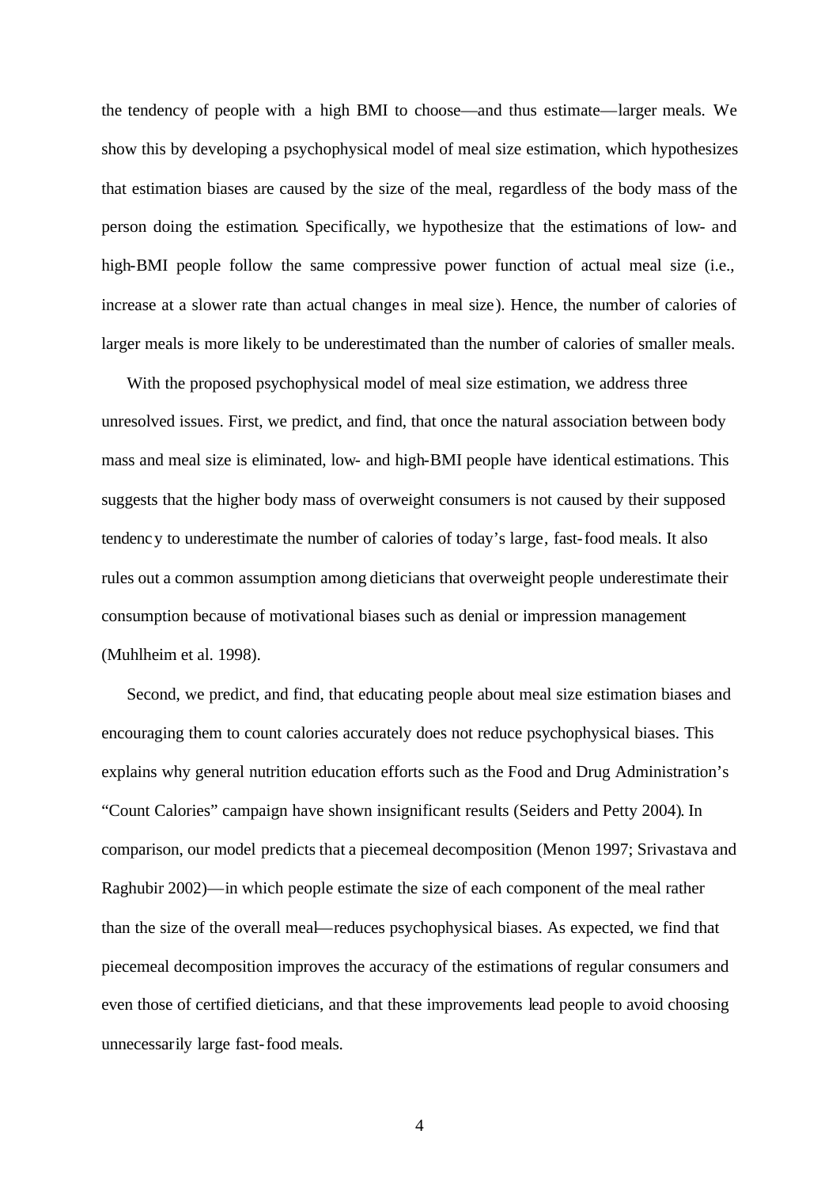the tendency of people with a high BMI to choose—and thus estimate—larger meals. We show this by developing a psychophysical model of meal size estimation, which hypothesizes that estimation biases are caused by the size of the meal, regardless of the body mass of the person doing the estimation. Specifically, we hypothesize that the estimations of low- and high-BMI people follow the same compressive power function of actual meal size (i.e., increase at a slower rate than actual changes in meal size). Hence, the number of calories of larger meals is more likely to be underestimated than the number of calories of smaller meals.

With the proposed psychophysical model of meal size estimation, we address three unresolved issues. First, we predict, and find, that once the natural association between body mass and meal size is eliminated, low- and high-BMI people have identical estimations. This suggests that the higher body mass of overweight consumers is not caused by their supposed tendency to underestimate the number of calories of today's large, fast-food meals. It also rules out a common assumption among dieticians that overweight people underestimate their consumption because of motivational biases such as denial or impression management (Muhlheim et al. 1998).

Second, we predict, and find, that educating people about meal size estimation biases and encouraging them to count calories accurately does not reduce psychophysical biases. This explains why general nutrition education efforts such as the Food and Drug Administration's "Count Calories" campaign have shown insignificant results (Seiders and Petty 2004). In comparison, our model predicts that a piecemeal decomposition (Menon 1997; Srivastava and Raghubir 2002)—in which people estimate the size of each component of the meal rather than the size of the overall meal—reduces psychophysical biases. As expected, we find that piecemeal decomposition improves the accuracy of the estimations of regular consumers and even those of certified dieticians, and that these improvements lead people to avoid choosing unnecessarily large fast-food meals.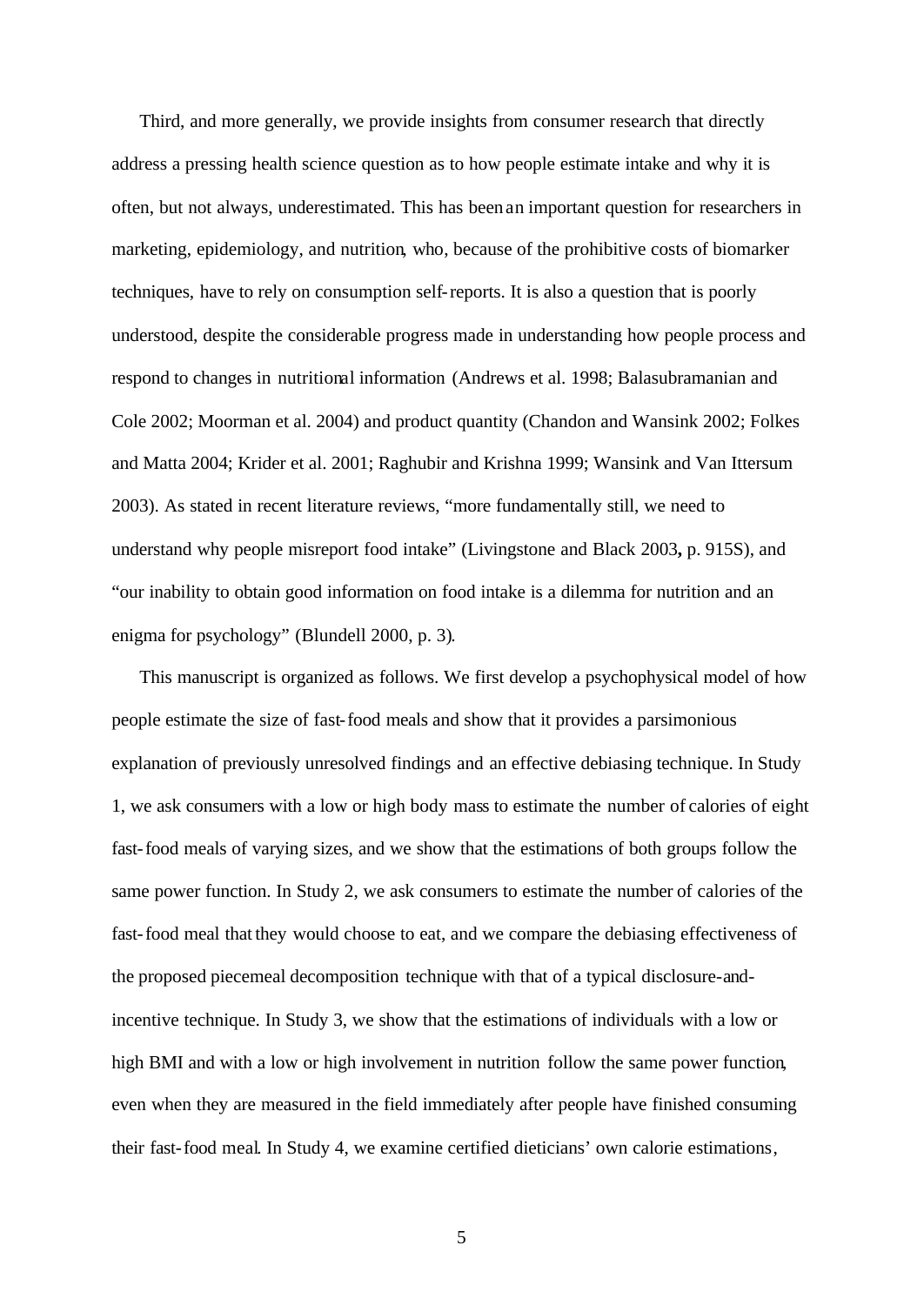Third, and more generally, we provide insights from consumer research that directly address a pressing health science question as to how people estimate intake and why it is often, but not always, underestimated. This has been an important question for researchers in marketing, epidemiology, and nutrition, who, because of the prohibitive costs of biomarker techniques, have to rely on consumption self-reports. It is also a question that is poorly understood, despite the considerable progress made in understanding how people process and respond to changes in nutritional information (Andrews et al. 1998; Balasubramanian and Cole 2002; Moorman et al. 2004) and product quantity (Chandon and Wansink 2002; Folkes and Matta 2004; Krider et al. 2001; Raghubir and Krishna 1999; Wansink and Van Ittersum 2003). As stated in recent literature reviews, "more fundamentally still, we need to understand why people misreport food intake" (Livingstone and Black 2003**,** p. 915S), and "our inability to obtain good information on food intake is a dilemma for nutrition and an enigma for psychology" (Blundell 2000, p. 3).

This manuscript is organized as follows. We first develop a psychophysical model of how people estimate the size of fast-food meals and show that it provides a parsimonious explanation of previously unresolved findings and an effective debiasing technique. In Study 1, we ask consumers with a low or high body mass to estimate the number of calories of eight fast-food meals of varying sizes, and we show that the estimations of both groups follow the same power function. In Study 2, we ask consumers to estimate the number of calories of the fast-food meal that they would choose to eat, and we compare the debiasing effectiveness of the proposed piecemeal decomposition technique with that of a typical disclosure-and-incentive technique. In Study 3, we show that the estimations of individuals with a low or high BMI and with a low or high involvement in nutrition follow the same power function, even when they are measured in the field immediately after people have finished consuming their fast-food meal. In Study 4, we examine certified dieticians' own calorie estimations,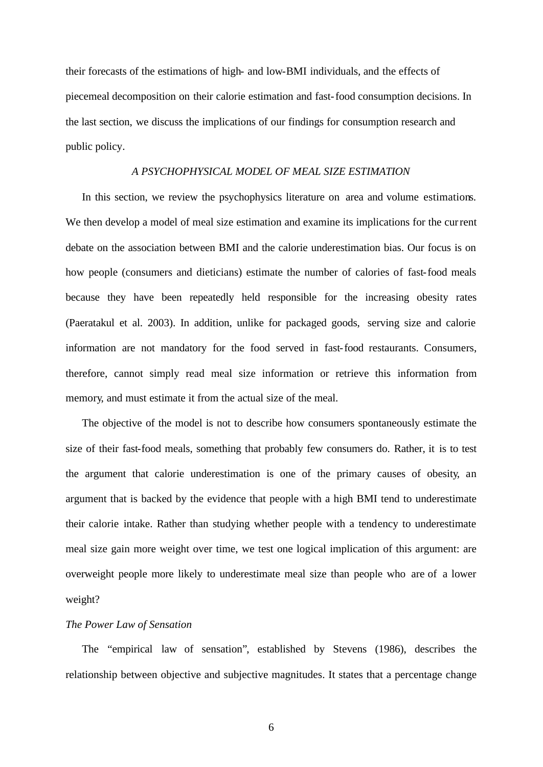their forecasts of the estimations of high- and low-BMI individuals, and the effects of piecemeal decomposition on their calorie estimation and fast-food consumption decisions. In the last section, we discuss the implications of our findings for consumption research and public policy.

## *A PSYCHOPHYSICAL MODEL OF MEAL SIZE ESTIMATION*

In this section, we review the psychophysics literature on area and volume estimations. We then develop a model of meal size estimation and examine its implications for the current debate on the association between BMI and the calorie underestimation bias. Our focus is on how people (consumers and dieticians) estimate the number of calories of fast-food meals because they have been repeatedly held responsible for the increasing obesity rates (Paeratakul et al. 2003). In addition, unlike for packaged goods, serving size and calorie information are not mandatory for the food served in fast-food restaurants. Consumers, therefore, cannot simply read meal size information or retrieve this information from memory, and must estimate it from the actual size of the meal.

The objective of the model is not to describe how consumers spontaneously estimate the size of their fast-food meals, something that probably few consumers do. Rather, it is to test the argument that calorie underestimation is one of the primary causes of obesity, an argument that is backed by the evidence that people with a high BMI tend to underestimate their calorie intake. Rather than studying whether people with a tendency to underestimate meal size gain more weight over time, we test one logical implication of this argument: are overweight people more likely to underestimate meal size than people who are of a lower weight?

### *The Power Law of Sensation*

The "empirical law of sensation", established by Stevens (1986), describes the relationship between objective and subjective magnitudes. It states that a percentage change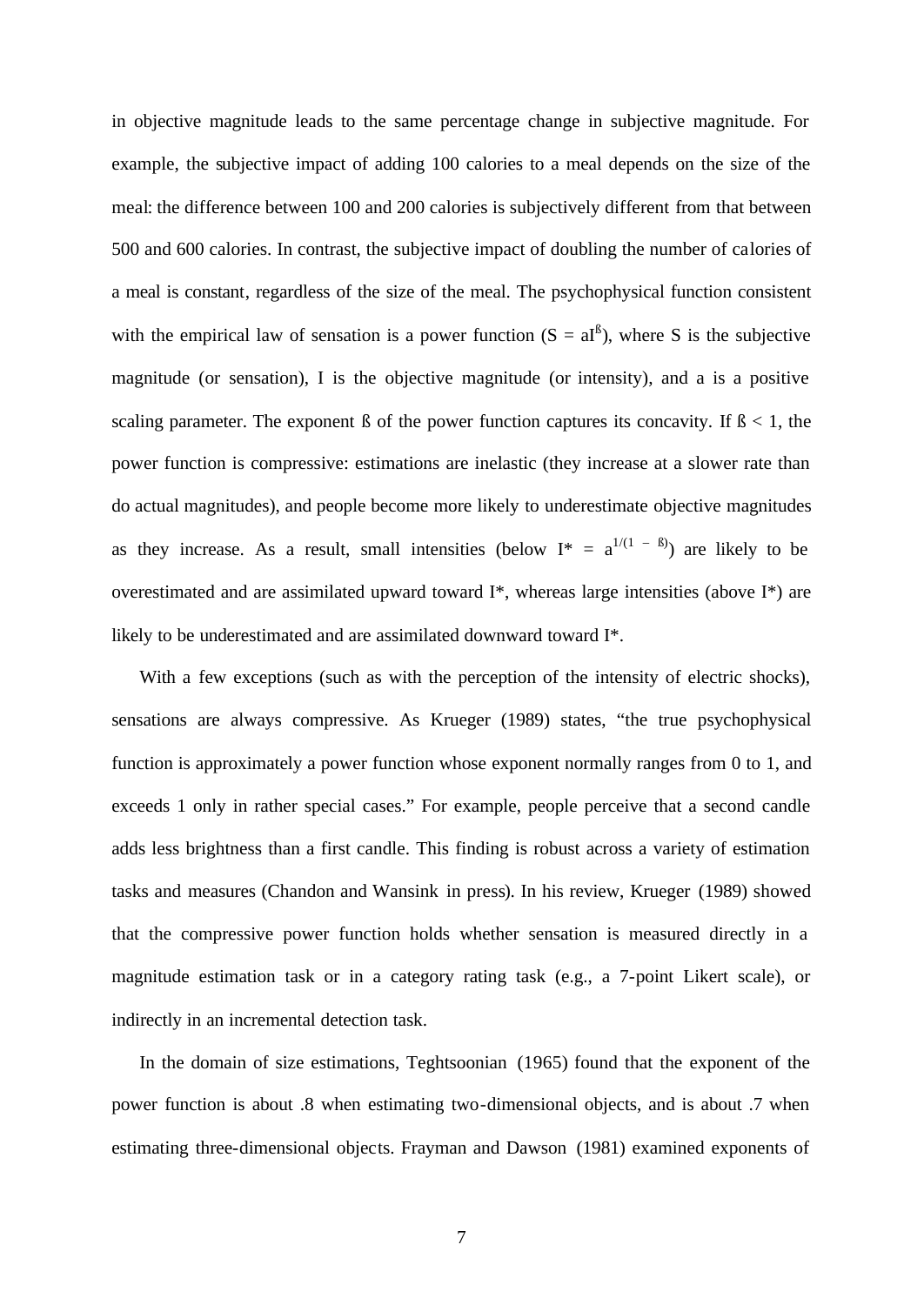in objective magnitude leads to the same percentage change in subjective magnitude. For example, the subjective impact of adding 100 calories to a meal depends on the size of the meal: the difference between 100 and 200 calories is subjectively different from that between 500 and 600 calories. In contrast, the subjective impact of doubling the number of calories of a meal is constant, regardless of the size of the meal. The psychophysical function consistent with the empirical law of sensation is a power function ($S = aI^{ß}$), where S is the subjective magnitude (or sensation), I is the objective magnitude (or intensity), and a is a positive scaling parameter. The exponent ß of the power function captures its concavity. If $ß < 1$, the power function is compressive: estimations are inelastic (they increase at a slower rate than do actual magnitudes), and people become more likely to underestimate objective magnitudes as they increase. As a result, small intensities (below $I^* = a^{1/(1 - ß)}$) are likely to be overestimated and are assimilated upward toward I*, whereas large intensities (above I*) are likely to be underestimated and are assimilated downward toward I*.

With a few exceptions (such as with the perception of the intensity of electric shocks), sensations are always compressive. As Krueger (1989) states, "the true psychophysical function is approximately a power function whose exponent normally ranges from 0 to 1, and exceeds 1 only in rather special cases." For example, people perceive that a second candle adds less brightness than a first candle. This finding is robust across a variety of estimation tasks and measures (Chandon and Wansink in press). In his review, Krueger (1989) showed that the compressive power function holds whether sensation is measured directly in a magnitude estimation task or in a category rating task (e.g., a 7-point Likert scale), or indirectly in an incremental detection task.

In the domain of size estimations, Teghtsoonian (1965) found that the exponent of the power function is about .8 when estimating two-dimensional objects, and is about .7 when estimating three-dimensional objects. Frayman and Dawson (1981) examined exponents of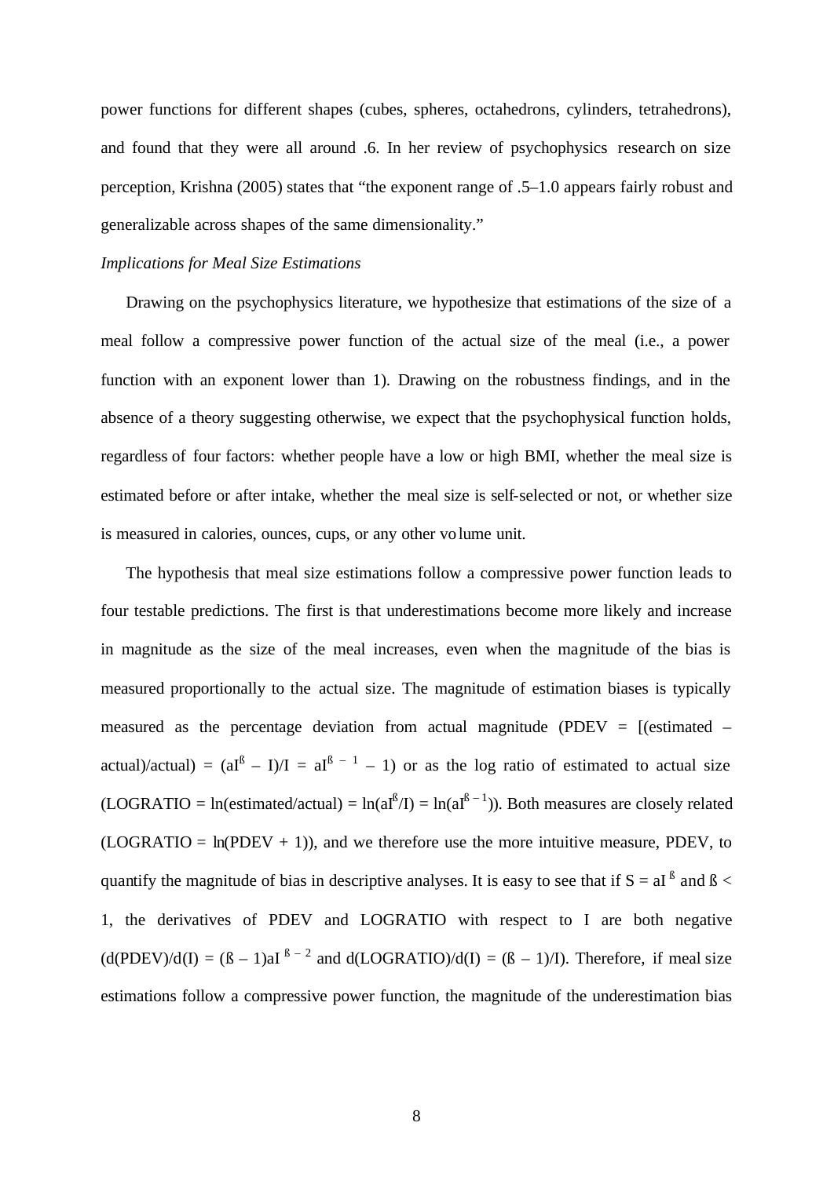power functions for different shapes (cubes, spheres, octahedrons, cylinders, tetrahedrons), and found that they were all around .6. In her review of psychophysics research on size perception, Krishna (2005) states that "the exponent range of .5–1.0 appears fairly robust and generalizable across shapes of the same dimensionality."

*Implications for Meal Size Estimations*

Drawing on the psychophysics literature, we hypothesize that estimations of the size of a meal follow a compressive power function of the actual size of the meal (i.e., a power function with an exponent lower than 1). Drawing on the robustness findings, and in the absence of a theory suggesting otherwise, we expect that the psychophysical function holds, regardless of four factors: whether people have a low or high BMI, whether the meal size is estimated before or after intake, whether the meal size is self-selected or not, or whether size is measured in calories, ounces, cups, or any other volume unit.

The hypothesis that meal size estimations follow a compressive power function leads to four testable predictions. The first is that underestimations become more likely and increase in magnitude as the size of the meal increases, even when the magnitude of the bias is measured proportionally to the actual size. The magnitude of estimation biases is typically measured as the percentage deviation from actual magnitude (PDEV = [(estimated – actual)/actual) = $(aI^{ß} – I)/I = aI^{ß – 1} – 1$) or as the log ratio of estimated to actual size (LOGRATIO = ln(estimated/actual) = $\ln(aI^{ß}/I) = \ln(aI^{ß – 1})$). Both measures are closely related (LOGRATIO = ln(PDEV + 1)), and we therefore use the more intuitive measure, PDEV, to quantify the magnitude of bias in descriptive analyses. It is easy to see that if $S = aI^{ß}$ and $ß < 1$, the derivatives of PDEV and LOGRATIO with respect to I are both negative (d(PDEV)/d(I) = $(ß – 1)aI^{ß – 2}$ and d(LOGRATIO)/d(I) = $(ß – 1)/I$). Therefore, if meal size estimations follow a compressive power function, the magnitude of the underestimation bias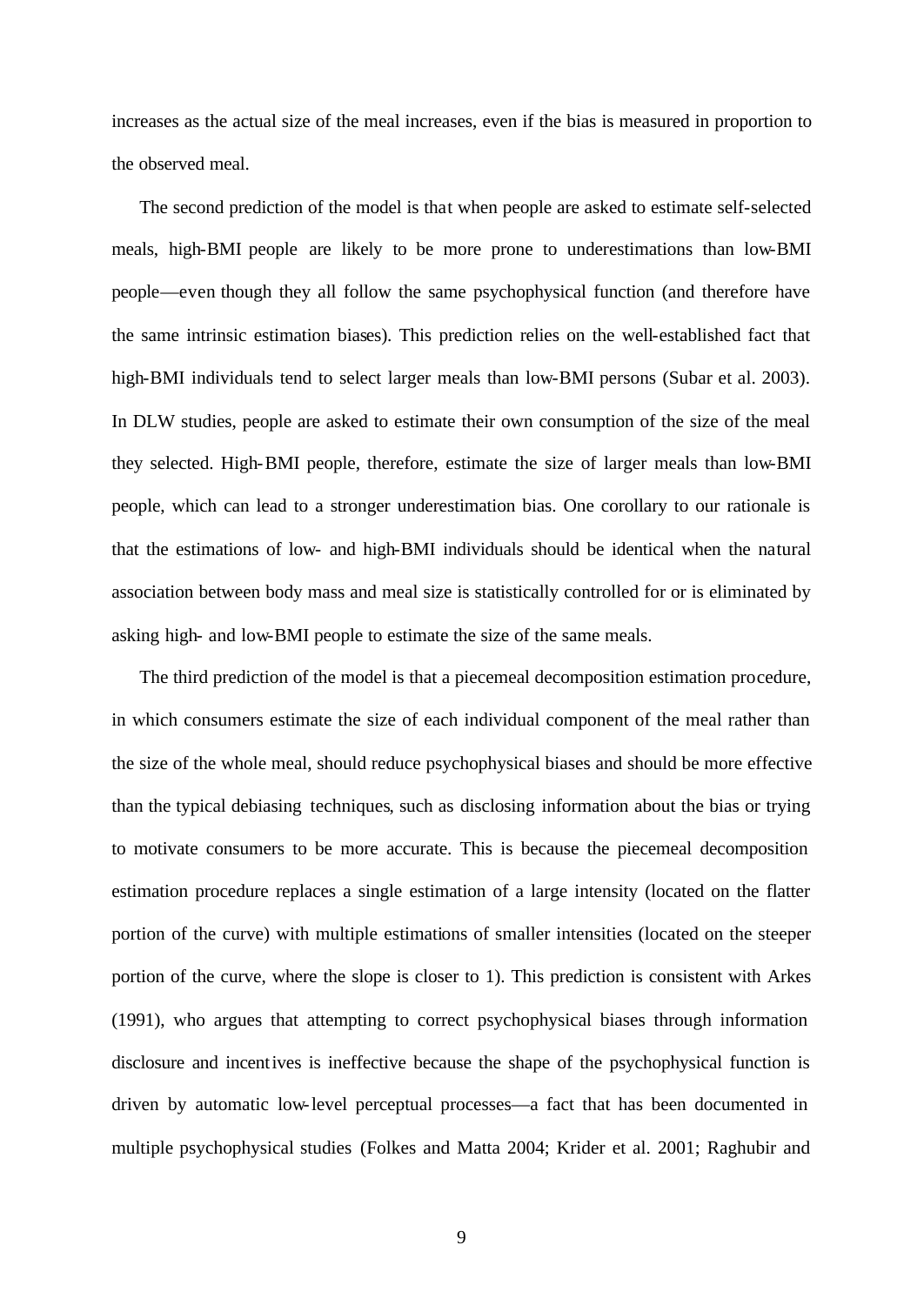increases as the actual size of the meal increases, even if the bias is measured in proportion to the observed meal.

The second prediction of the model is that when people are asked to estimate self-selected meals, high-BMI people are likely to be more prone to underestimations than low-BMI people—even though they all follow the same psychophysical function (and therefore have the same intrinsic estimation biases). This prediction relies on the well-established fact that high-BMI individuals tend to select larger meals than low-BMI persons (Subar et al. 2003). In DLW studies, people are asked to estimate their own consumption of the size of the meal they selected. High-BMI people, therefore, estimate the size of larger meals than low-BMI people, which can lead to a stronger underestimation bias. One corollary to our rationale is that the estimations of low- and high-BMI individuals should be identical when the natural association between body mass and meal size is statistically controlled for or is eliminated by asking high- and low-BMI people to estimate the size of the same meals.

The third prediction of the model is that a piecemeal decomposition estimation procedure, in which consumers estimate the size of each individual component of the meal rather than the size of the whole meal, should reduce psychophysical biases and should be more effective than the typical debiasing techniques, such as disclosing information about the bias or trying to motivate consumers to be more accurate. This is because the piecemeal decomposition estimation procedure replaces a single estimation of a large intensity (located on the flatter portion of the curve) with multiple estimations of smaller intensities (located on the steeper portion of the curve, where the slope is closer to 1). This prediction is consistent with Arkes (1991), who argues that attempting to correct psychophysical biases through information disclosure and incentives is ineffective because the shape of the psychophysical function is driven by automatic low-level perceptual processes—a fact that has been documented in multiple psychophysical studies (Folkes and Matta 2004; Krider et al. 2001; Raghubir and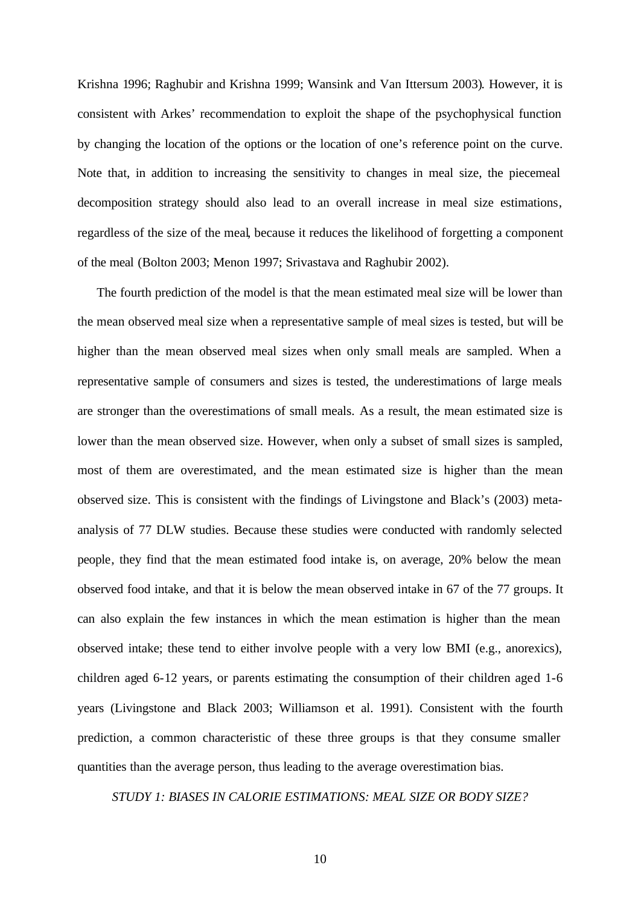Krishna 1996; Raghubir and Krishna 1999; Wansink and Van Ittersum 2003). However, it is consistent with Arkes' recommendation to exploit the shape of the psychophysical function by changing the location of the options or the location of one's reference point on the curve. Note that, in addition to increasing the sensitivity to changes in meal size, the piecemeal decomposition strategy should also lead to an overall increase in meal size estimations, regardless of the size of the meal, because it reduces the likelihood of forgetting a component of the meal (Bolton 2003; Menon 1997; Srivastava and Raghubir 2002).

The fourth prediction of the model is that the mean estimated meal size will be lower than the mean observed meal size when a representative sample of meal sizes is tested, but will be higher than the mean observed meal sizes when only small meals are sampled. When a representative sample of consumers and sizes is tested, the underestimations of large meals are stronger than the overestimations of small meals. As a result, the mean estimated size is lower than the mean observed size. However, when only a subset of small sizes is sampled, most of them are overestimated, and the mean estimated size is higher than the mean observed size. This is consistent with the findings of Livingstone and Black's (2003) meta-analysis of 77 DLW studies. Because these studies were conducted with randomly selected people, they find that the mean estimated food intake is, on average, 20% below the mean observed food intake, and that it is below the mean observed intake in 67 of the 77 groups. It can also explain the few instances in which the mean estimation is higher than the mean observed intake; these tend to either involve people with a very low BMI (e.g., anorexics), children aged 6-12 years, or parents estimating the consumption of their children aged 1-6 years (Livingstone and Black 2003; Williamson et al. 1991). Consistent with the fourth prediction, a common characteristic of these three groups is that they consume smaller quantities than the average person, thus leading to the average overestimation bias.

## *STUDY 1: BIASES IN CALORIE ESTIMATIONS: MEAL SIZE OR BODY SIZE?*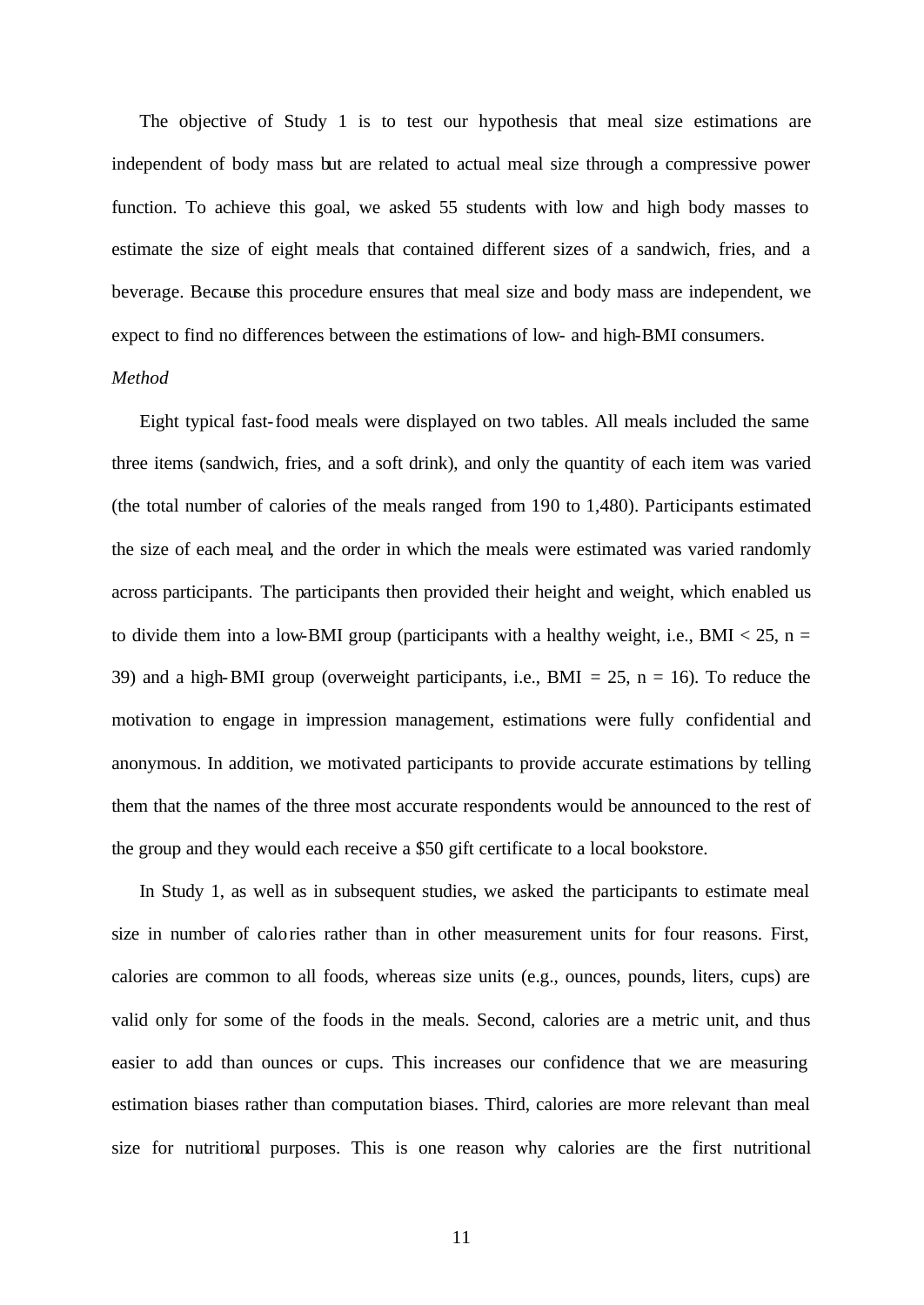The objective of Study 1 is to test our hypothesis that meal size estimations are independent of body mass but are related to actual meal size through a compressive power function. To achieve this goal, we asked 55 students with low and high body masses to estimate the size of eight meals that contained different sizes of a sandwich, fries, and a beverage. Because this procedure ensures that meal size and body mass are independent, we expect to find no differences between the estimations of low- and high-BMI consumers.

*Method*

Eight typical fast-food meals were displayed on two tables. All meals included the same three items (sandwich, fries, and a soft drink), and only the quantity of each item was varied (the total number of calories of the meals ranged from 190 to 1,480). Participants estimated the size of each meal, and the order in which the meals were estimated was varied randomly across participants. The participants then provided their height and weight, which enabled us to divide them into a low-BMI group (participants with a healthy weight, i.e., BMI < 25, n = 39) and a high-BMI group (overweight participants, i.e., BMI = 25, n = 16). To reduce the motivation to engage in impression management, estimations were fully confidential and anonymous. In addition, we motivated participants to provide accurate estimations by telling them that the names of the three most accurate respondents would be announced to the rest of the group and they would each receive a $50 gift certificate to a local bookstore.

In Study 1, as well as in subsequent studies, we asked the participants to estimate meal size in number of calories rather than in other measurement units for four reasons. First, calories are common to all foods, whereas size units (e.g., ounces, pounds, liters, cups) are valid only for some of the foods in the meals. Second, calories are a metric unit, and thus easier to add than ounces or cups. This increases our confidence that we are measuring estimation biases rather than computation biases. Third, calories are more relevant than meal size for nutritional purposes. This is one reason why calories are the first nutritional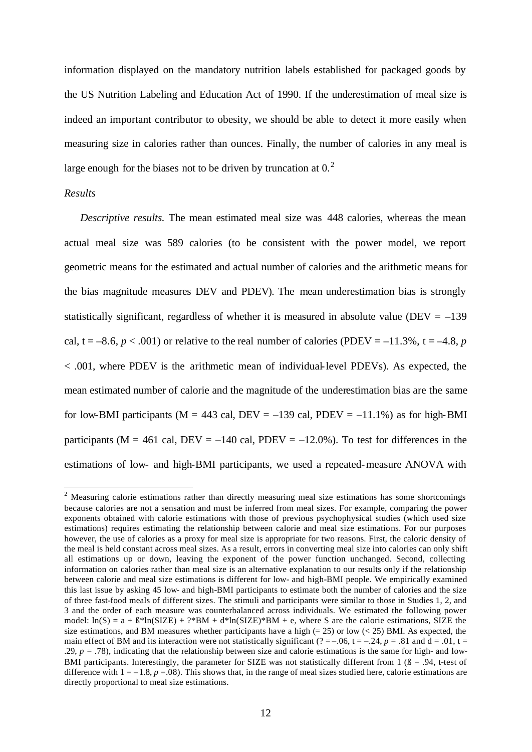information displayed on the mandatory nutrition labels established for packaged goods by the US Nutrition Labeling and Education Act of 1990. If the underestimation of meal size is indeed an important contributor to obesity, we should be able to detect it more easily when measuring size in calories rather than ounces. Finally, the number of calories in any meal is large enough for the biases not to be driven by truncation at 0.[2]

*Results*

*Descriptive results.* The mean estimated meal size was 448 calories, whereas the mean actual meal size was 589 calories (to be consistent with the power model, we report geometric means for the estimated and actual number of calories and the arithmetic means for the bias magnitude measures DEV and PDEV). The mean underestimation bias is strongly statistically significant, regardless of whether it is measured in absolute value (DEV = –139 cal, t = –8.6, $p < .001$) or relative to the real number of calories (PDEV = –11.3%, t = –4.8, $p < .001$, where PDEV is the arithmetic mean of individual-level PDEVs). As expected, the mean estimated number of calorie and the magnitude of the underestimation bias are the same for low-BMI participants (M = 443 cal, DEV = –139 cal, PDEV = –11.1%) as for high-BMI participants (M = 461 cal, DEV = –140 cal, PDEV = –12.0%). To test for differences in the estimations of low- and high-BMI participants, we used a repeated-measure ANOVA with

[2] Measuring calorie estimations rather than directly measuring meal size estimations has some shortcomings because calories are not a sensation and must be inferred from meal sizes. For example, comparing the power exponents obtained with calorie estimations with those of previous psychophysical studies (which used size estimations) requires estimating the relationship between calorie and meal size estimations. For our purposes however, the use of calories as a proxy for meal size is appropriate for two reasons. First, the caloric density of the meal is held constant across meal sizes. As a result, errors in converting meal size into calories can only shift all estimations up or down, leaving the exponent of the power function unchanged. Second, collecting information on calories rather than meal size is an alternative explanation to our results only if the relationship between calorie and meal size estimations is different for low- and high-BMI people. We empirically examined this last issue by asking 45 low- and high-BMI participants to estimate both the number of calories and the size of three fast-food meals of different sizes. The stimuli and participants were similar to those in Studies 1, 2, and 3 and the order of each measure was counterbalanced across individuals. We estimated the following power model: ln(S) = a + ß\*ln(SIZE) + ?\*BM + d\*ln(SIZE)\*BM + e, where S are the calorie estimations, SIZE the size estimations, and BM measures whether participants have a high (= 25) or low (< 25) BMI. As expected, the main effect of BM and its interaction were not statistically significant (? = –.06, t = –.24, $p = .81$ and d = .01, t = .29, $p = .78$), indicating that the relationship between size and calorie estimations is the same for high- and low-BMI participants. Interestingly, the parameter for SIZE was not statistically different from 1 (ß = .94, t-test of difference with 1 = –1.8, $p = .08$). This shows that, in the range of meal sizes studied here, calorie estimations are directly proportional to meal size estimations.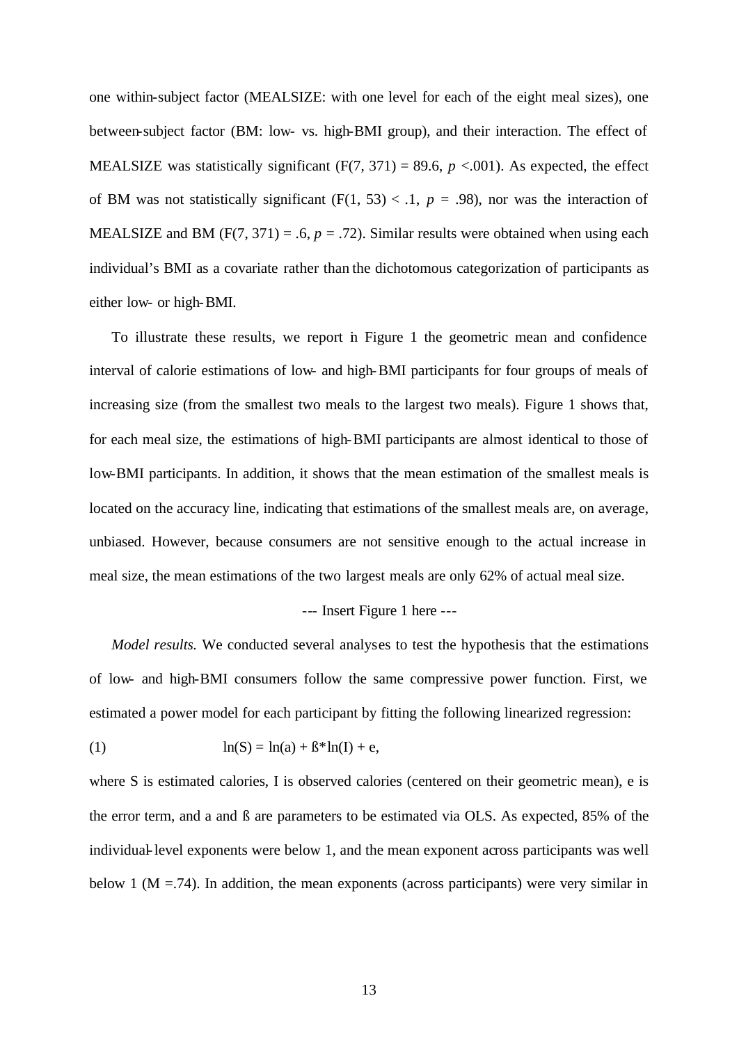one within-subject factor (MEALSIZE: with one level for each of the eight meal sizes), one between-subject factor (BM: low- vs. high-BMI group), and their interaction. The effect of MEALSIZE was statistically significant ($F(7, 371) = 89.6$, $p < .001$). As expected, the effect of BM was not statistically significant ($F(1, 53) < .1$, $p = .98$), nor was the interaction of MEALSIZE and BM ($F(7, 371) = .6$, $p = .72$). Similar results were obtained when using each individual's BMI as a covariate rather than the dichotomous categorization of participants as either low- or high-BMI.

To illustrate these results, we report in Figure 1 the geometric mean and confidence interval of calorie estimations of low- and high-BMI participants for four groups of meals of increasing size (from the smallest two meals to the largest two meals). Figure 1 shows that, for each meal size, the estimations of high-BMI participants are almost identical to those of low-BMI participants. In addition, it shows that the mean estimation of the smallest meals is located on the accuracy line, indicating that estimations of the smallest meals are, on average, unbiased. However, because consumers are not sensitive enough to the actual increase in meal size, the mean estimations of the two largest meals are only 62% of actual meal size.

--- Insert Figure 1 here ---

*Model results.* We conducted several analyses to test the hypothesis that the estimations of low- and high-BMI consumers follow the same compressive power function. First, we estimated a power model for each participant by fitting the following linearized regression:

$$\ln(S) = \ln(a) + ß^*\ln(I) + e, \tag{1}$$

where S is estimated calories, I is observed calories (centered on their geometric mean), e is the error term, and a and ß are parameters to be estimated via OLS. As expected, 85% of the individual-level exponents were below 1, and the mean exponent across participants was well below 1 ($M = .74$). In addition, the mean exponents (across participants) were very similar in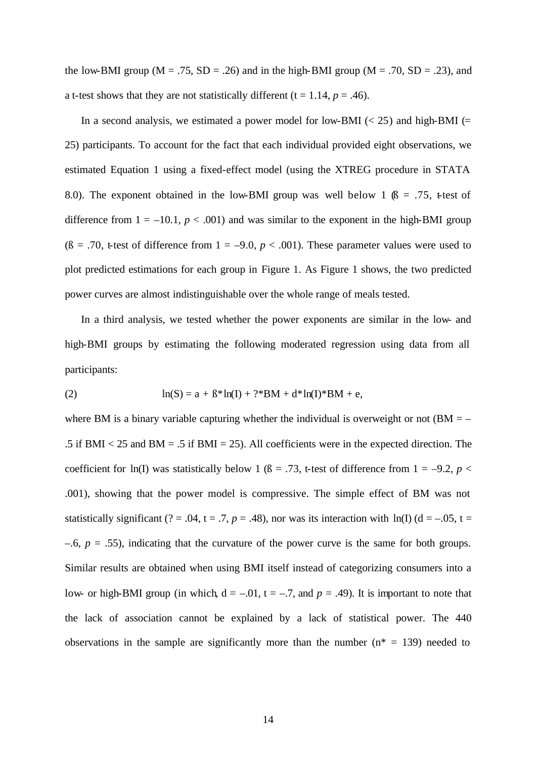the low-BMI group (M = .75, SD = .26) and in the high-BMI group (M = .70, SD = .23), and a t-test shows that they are not statistically different (t = 1.14, *p* = .46).

In a second analysis, we estimated a power model for low-BMI (< 25) and high-BMI (= 25) participants. To account for the fact that each individual provided eight observations, we estimated Equation 1 using a fixed-effect model (using the XTREG procedure in STATA 8.0). The exponent obtained in the low-BMI group was well below 1 (ß = .75, t-test of difference from 1 = –10.1, *p* < .001) and was similar to the exponent in the high-BMI group (ß = .70, t-test of difference from 1 = –9.0, *p* < .001). These parameter values were used to plot predicted estimations for each group in Figure 1. As Figure 1 shows, the two predicted power curves are almost indistinguishable over the whole range of meals tested.

In a third analysis, we tested whether the power exponents are similar in the low- and high-BMI groups by estimating the following moderated regression using data from all participants:

(2) $$\ln(S) = a + ß*\ln(I) + ?*BM + d*\ln(I)*BM + e,$$

where BM is a binary variable capturing whether the individual is overweight or not (BM = –.5 if BMI < 25 and BM = .5 if BMI = 25). All coefficients were in the expected direction. The coefficient for ln(I) was statistically below 1 (ß = .73, t-test of difference from 1 = –9.2, *p* < .001), showing that the power model is compressive. The simple effect of BM was not statistically significant (? = .04, t = .7, *p* = .48), nor was its interaction with ln(I) (d = –.05, t = –.6, *p* = .55), indicating that the curvature of the power curve is the same for both groups. Similar results are obtained when using BMI itself instead of categorizing consumers into a low- or high-BMI group (in which, d = –.01, t = –.7, and *p* = .49). It is important to note that the lack of association cannot be explained by a lack of statistical power. The 440 observations in the sample are significantly more than the number (n* = 139) needed to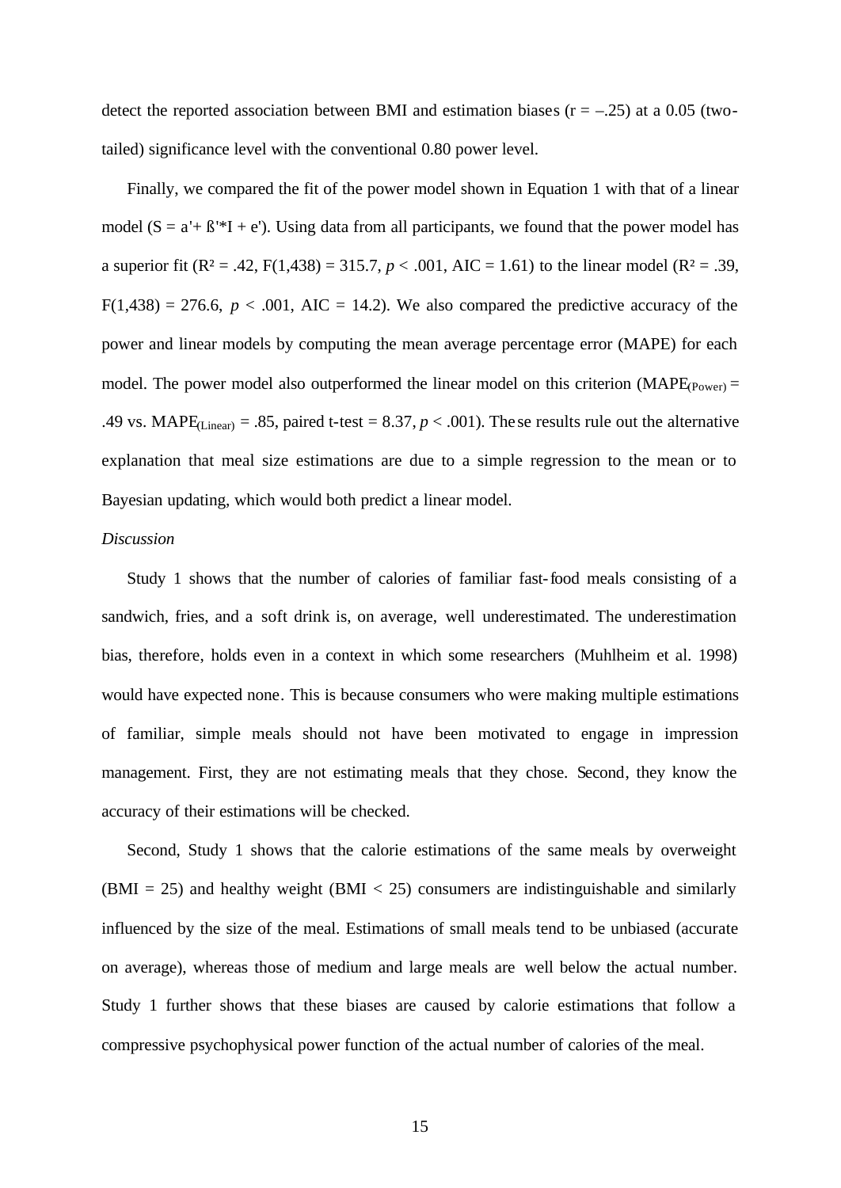detect the reported association between BMI and estimation biases ($r = -.25$) at a 0.05 (two-tailed) significance level with the conventional 0.80 power level.

Finally, we compared the fit of the power model shown in Equation 1 with that of a linear model ($S = a' + ß' * I + e'$). Using data from all participants, we found that the power model has a superior fit ($R^2 = .42$, $F(1,438) = 315.7$, $p < .001$, AIC = 1.61) to the linear model ($R^2 = .39$, $F(1,438) = 276.6$, $p < .001$, AIC = 14.2). We also compared the predictive accuracy of the power and linear models by computing the mean average percentage error (MAPE) for each model. The power model also outperformed the linear model on this criterion ($MAPE_{(Power)} = .49$ vs. $MAPE_{(Linear)} = .85$, paired t-test = 8.37, $p < .001$). These results rule out the alternative explanation that meal size estimations are due to a simple regression to the mean or to Bayesian updating, which would both predict a linear model.

*Discussion*

Study 1 shows that the number of calories of familiar fast-food meals consisting of a sandwich, fries, and a soft drink is, on average, well underestimated. The underestimation bias, therefore, holds even in a context in which some researchers (Muhlheim et al. 1998) would have expected none. This is because consumers who were making multiple estimations of familiar, simple meals should not have been motivated to engage in impression management. First, they are not estimating meals that they chose. Second, they know the accuracy of their estimations will be checked.

Second, Study 1 shows that the calorie estimations of the same meals by overweight (BMI = 25) and healthy weight (BMI < 25) consumers are indistinguishable and similarly influenced by the size of the meal. Estimations of small meals tend to be unbiased (accurate on average), whereas those of medium and large meals are well below the actual number. Study 1 further shows that these biases are caused by calorie estimations that follow a compressive psychophysical power function of the actual number of calories of the meal.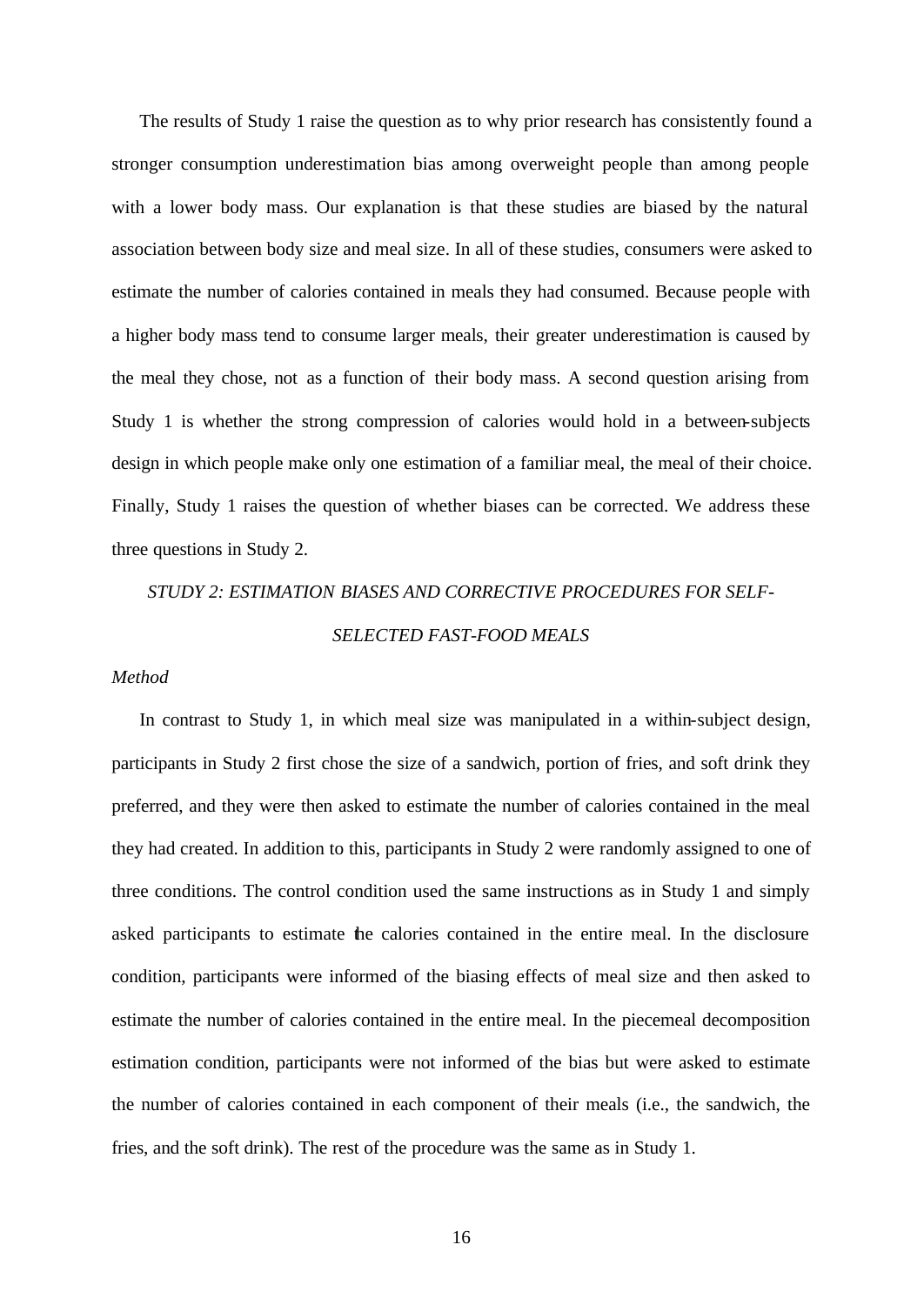The results of Study 1 raise the question as to why prior research has consistently found a stronger consumption underestimation bias among overweight people than among people with a lower body mass. Our explanation is that these studies are biased by the natural association between body size and meal size. In all of these studies, consumers were asked to estimate the number of calories contained in meals they had consumed. Because people with a higher body mass tend to consume larger meals, their greater underestimation is caused by the meal they chose, not as a function of their body mass. A second question arising from Study 1 is whether the strong compression of calories would hold in a between-subjects design in which people make only one estimation of a familiar meal, the meal of their choice. Finally, Study 1 raises the question of whether biases can be corrected. We address these three questions in Study 2.

## *STUDY 2: ESTIMATION BIASES AND CORRECTIVE PROCEDURES FOR SELF-SELECTED FAST-FOOD MEALS*

### *Method*

In contrast to Study 1, in which meal size was manipulated in a within-subject design, participants in Study 2 first chose the size of a sandwich, portion of fries, and soft drink they preferred, and they were then asked to estimate the number of calories contained in the meal they had created. In addition to this, participants in Study 2 were randomly assigned to one of three conditions. The control condition used the same instructions as in Study 1 and simply asked participants to estimate the calories contained in the entire meal. In the disclosure condition, participants were informed of the biasing effects of meal size and then asked to estimate the number of calories contained in the entire meal. In the piecemeal decomposition estimation condition, participants were not informed of the bias but were asked to estimate the number of calories contained in each component of their meals (i.e., the sandwich, the fries, and the soft drink). The rest of the procedure was the same as in Study 1.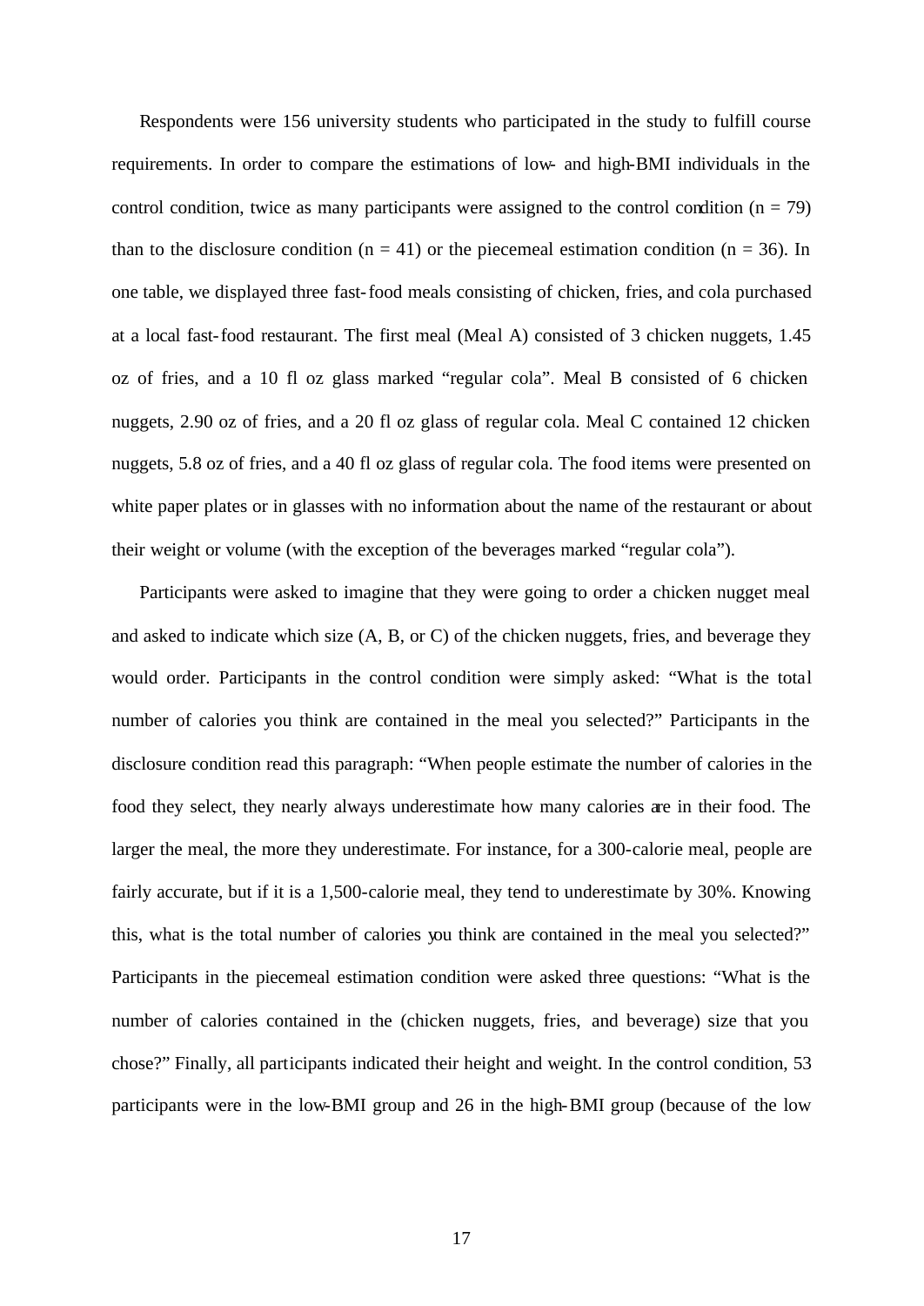Respondents were 156 university students who participated in the study to fulfill course requirements. In order to compare the estimations of low- and high-BMI individuals in the control condition, twice as many participants were assigned to the control condition ($n = 79$) than to the disclosure condition ($n = 41$) or the piecemeal estimation condition ($n = 36$). In one table, we displayed three fast-food meals consisting of chicken, fries, and cola purchased at a local fast-food restaurant. The first meal (Meal A) consisted of 3 chicken nuggets, 1.45 oz of fries, and a 10 fl oz glass marked "regular cola". Meal B consisted of 6 chicken nuggets, 2.90 oz of fries, and a 20 fl oz glass of regular cola. Meal C contained 12 chicken nuggets, 5.8 oz of fries, and a 40 fl oz glass of regular cola. The food items were presented on white paper plates or in glasses with no information about the name of the restaurant or about their weight or volume (with the exception of the beverages marked "regular cola").

Participants were asked to imagine that they were going to order a chicken nugget meal and asked to indicate which size (A, B, or C) of the chicken nuggets, fries, and beverage they would order. Participants in the control condition were simply asked: "What is the total number of calories you think are contained in the meal you selected?" Participants in the disclosure condition read this paragraph: "When people estimate the number of calories in the food they select, they nearly always underestimate how many calories are in their food. The larger the meal, the more they underestimate. For instance, for a 300-calorie meal, people are fairly accurate, but if it is a 1,500-calorie meal, they tend to underestimate by 30%. Knowing this, what is the total number of calories you think are contained in the meal you selected?" Participants in the piecemeal estimation condition were asked three questions: "What is the number of calories contained in the (chicken nuggets, fries, and beverage) size that you chose?" Finally, all participants indicated their height and weight. In the control condition, 53 participants were in the low-BMI group and 26 in the high-BMI group (because of the low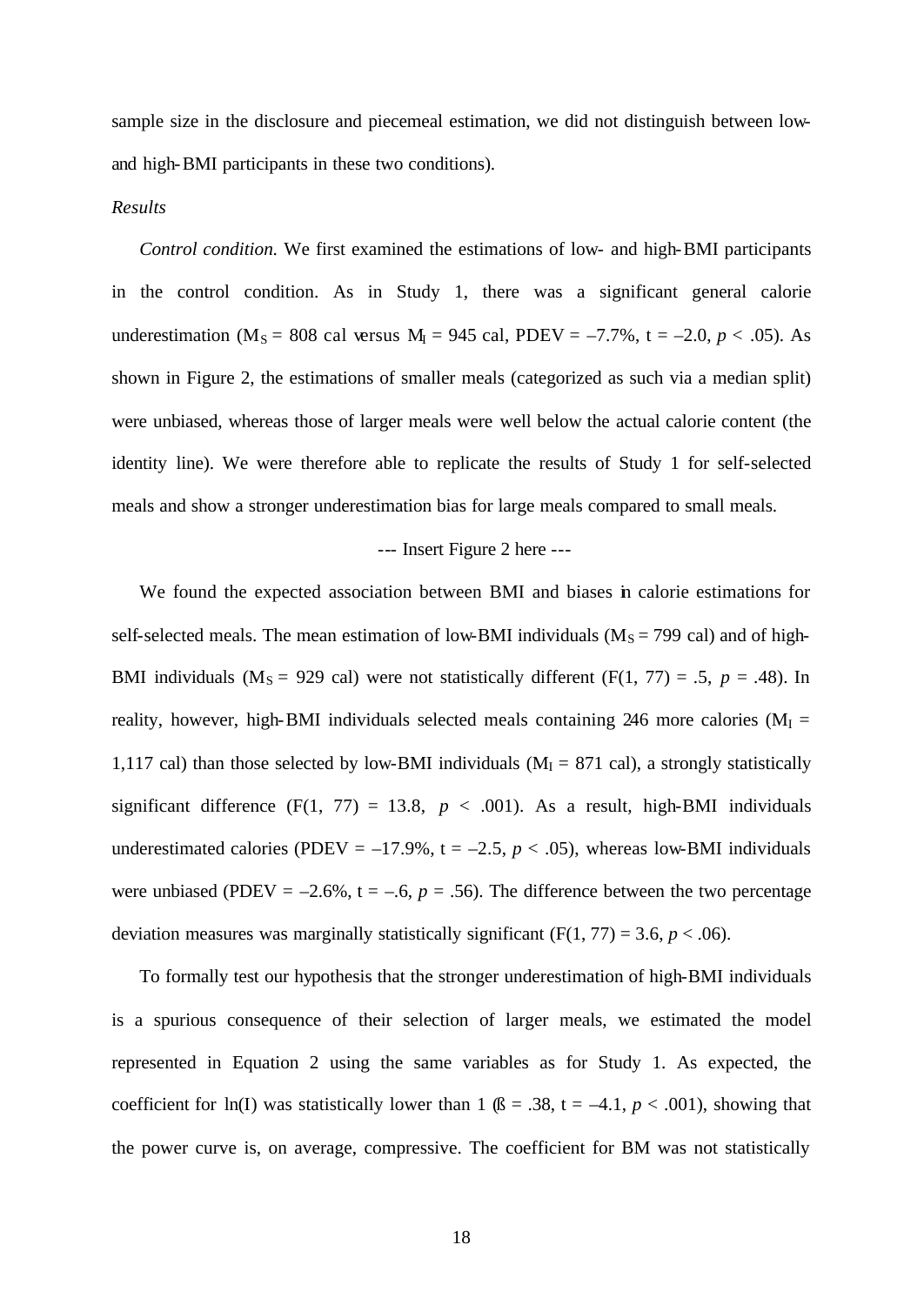sample size in the disclosure and piecemeal estimation, we did not distinguish between low- and high-BMI participants in these two conditions).

*Results*

*Control condition.* We first examined the estimations of low- and high-BMI participants in the control condition. As in Study 1, there was a significant general calorie underestimation ($M_S$ = 808 cal versus $M_I$ = 945 cal, PDEV = –7.7%, t = –2.0, *p* < .05). As shown in Figure 2, the estimations of smaller meals (categorized as such via a median split) were unbiased, whereas those of larger meals were well below the actual calorie content (the identity line). We were therefore able to replicate the results of Study 1 for self-selected meals and show a stronger underestimation bias for large meals compared to small meals.

--- Insert Figure 2 here ---

We found the expected association between BMI and biases in calorie estimations for self-selected meals. The mean estimation of low-BMI individuals ($M_S$ = 799 cal) and of high-BMI individuals ($M_S$ = 929 cal) were not statistically different (F(1, 77) = .5, *p* = .48). In reality, however, high-BMI individuals selected meals containing 246 more calories ($M_I$ = 1,117 cal) than those selected by low-BMI individuals ($M_I$ = 871 cal), a strongly statistically significant difference (F(1, 77) = 13.8, *p* < .001). As a result, high-BMI individuals underestimated calories (PDEV = –17.9%, t = –2.5, *p* < .05), whereas low-BMI individuals were unbiased (PDEV = –2.6%, t = –.6, *p* = .56). The difference between the two percentage deviation measures was marginally statistically significant (F(1, 77) = 3.6, *p* < .06).

To formally test our hypothesis that the stronger underestimation of high-BMI individuals is a spurious consequence of their selection of larger meals, we estimated the model represented in Equation 2 using the same variables as for Study 1. As expected, the coefficient for ln(I) was statistically lower than 1 (ß = .38, t = –4.1, *p* < .001), showing that the power curve is, on average, compressive. The coefficient for BM was not statistically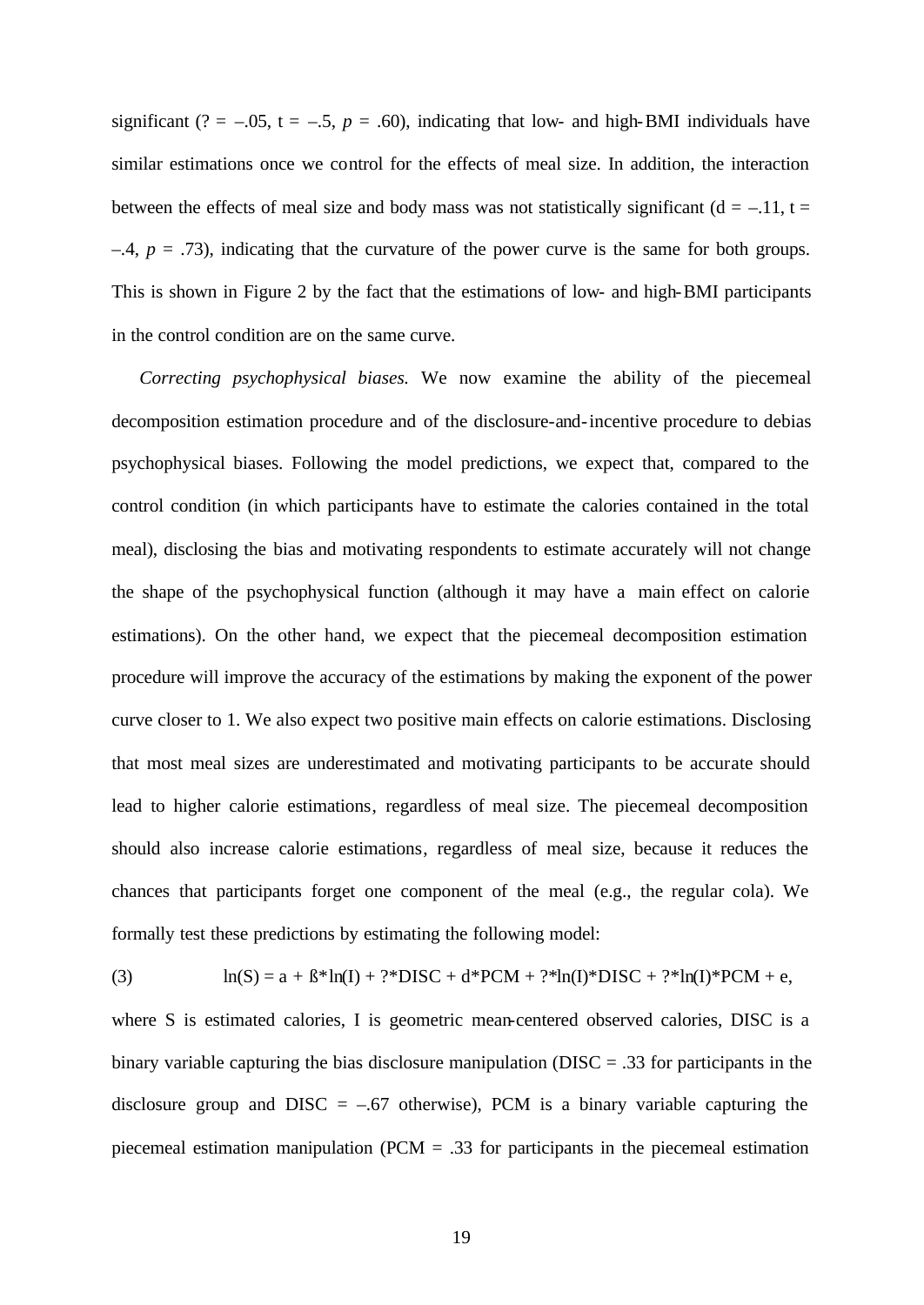significant (? = –.05, t = –.5, $p$ = .60), indicating that low- and high-BMI individuals have similar estimations once we control for the effects of meal size. In addition, the interaction between the effects of meal size and body mass was not statistically significant (d = –.11, t = –.4, $p$ = .73), indicating that the curvature of the power curve is the same for both groups. This is shown in Figure 2 by the fact that the estimations of low- and high-BMI participants in the control condition are on the same curve.

*Correcting psychophysical biases.* We now examine the ability of the piecemeal decomposition estimation procedure and of the disclosure-and-incentive procedure to debias psychophysical biases. Following the model predictions, we expect that, compared to the control condition (in which participants have to estimate the calories contained in the total meal), disclosing the bias and motivating respondents to estimate accurately will not change the shape of the psychophysical function (although it may have a main effect on calorie estimations). On the other hand, we expect that the piecemeal decomposition estimation procedure will improve the accuracy of the estimations by making the exponent of the power curve closer to 1. We also expect two positive main effects on calorie estimations. Disclosing that most meal sizes are underestimated and motivating participants to be accurate should lead to higher calorie estimations, regardless of meal size. The piecemeal decomposition should also increase calorie estimations, regardless of meal size, because it reduces the chances that participants forget one component of the meal (e.g., the regular cola). We formally test these predictions by estimating the following model:

(3) $$\ln(S) = a + ß*\ln(I) + ?*DISC + d*PCM + ?*\ln(I)*DISC + ?*\ln(I)*PCM + e,$$

where S is estimated calories, I is geometric mean-centered observed calories, DISC is a binary variable capturing the bias disclosure manipulation (DISC = .33 for participants in the disclosure group and DISC = –.67 otherwise), PCM is a binary variable capturing the piecemeal estimation manipulation (PCM = .33 for participants in the piecemeal estimation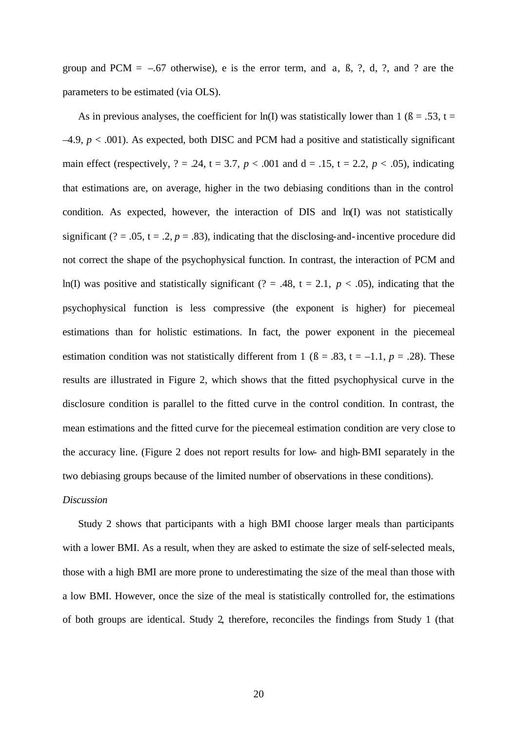group and PCM = –.67 otherwise), e is the error term, and a, ß, ?, d, ?, and ? are the parameters to be estimated (via OLS).

As in previous analyses, the coefficient for ln(I) was statistically lower than 1 (ß = .53, t = –4.9, $p < .001$). As expected, both DISC and PCM had a positive and statistically significant main effect (respectively, ? = .24, t = 3.7, $p < .001$ and d = .15, t = 2.2, $p < .05$), indicating that estimations are, on average, higher in the two debiasing conditions than in the control condition. As expected, however, the interaction of DIS and ln(I) was not statistically significant (? = .05, t = .2, $p = .83$), indicating that the disclosing-and-incentive procedure did not correct the shape of the psychophysical function. In contrast, the interaction of PCM and ln(I) was positive and statistically significant (? = .48, t = 2.1, $p < .05$), indicating that the psychophysical function is less compressive (the exponent is higher) for piecemeal estimations than for holistic estimations. In fact, the power exponent in the piecemeal estimation condition was not statistically different from 1 (ß = .83, t = –1.1, $p = .28$). These results are illustrated in Figure 2, which shows that the fitted psychophysical curve in the disclosure condition is parallel to the fitted curve in the control condition. In contrast, the mean estimations and the fitted curve for the piecemeal estimation condition are very close to the accuracy line. (Figure 2 does not report results for low- and high-BMI separately in the two debiasing groups because of the limited number of observations in these conditions).

*Discussion*

Study 2 shows that participants with a high BMI choose larger meals than participants with a lower BMI. As a result, when they are asked to estimate the size of self-selected meals, those with a high BMI are more prone to underestimating the size of the meal than those with a low BMI. However, once the size of the meal is statistically controlled for, the estimations of both groups are identical. Study 2, therefore, reconciles the findings from Study 1 (that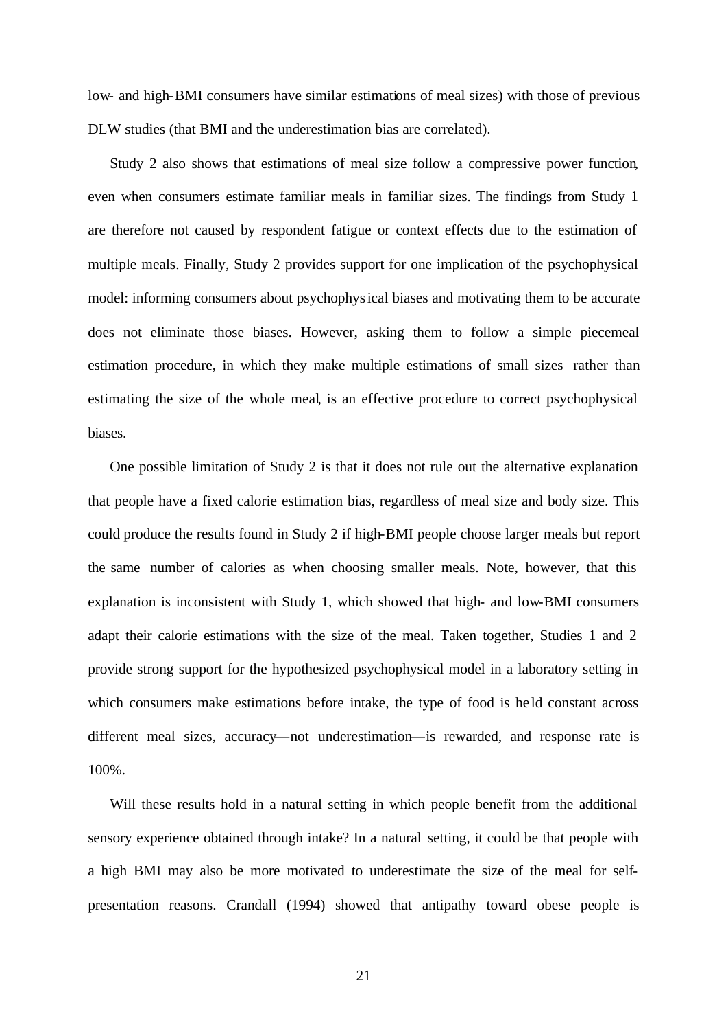low- and high-BMI consumers have similar estimations of meal sizes) with those of previous DLW studies (that BMI and the underestimation bias are correlated).

Study 2 also shows that estimations of meal size follow a compressive power function, even when consumers estimate familiar meals in familiar sizes. The findings from Study 1 are therefore not caused by respondent fatigue or context effects due to the estimation of multiple meals. Finally, Study 2 provides support for one implication of the psychophysical model: informing consumers about psychophysical biases and motivating them to be accurate does not eliminate those biases. However, asking them to follow a simple piecemeal estimation procedure, in which they make multiple estimations of small sizes rather than estimating the size of the whole meal, is an effective procedure to correct psychophysical biases.

One possible limitation of Study 2 is that it does not rule out the alternative explanation that people have a fixed calorie estimation bias, regardless of meal size and body size. This could produce the results found in Study 2 if high-BMI people choose larger meals but report the same number of calories as when choosing smaller meals. Note, however, that this explanation is inconsistent with Study 1, which showed that high- and low-BMI consumers adapt their calorie estimations with the size of the meal. Taken together, Studies 1 and 2 provide strong support for the hypothesized psychophysical model in a laboratory setting in which consumers make estimations before intake, the type of food is held constant across different meal sizes, accuracy—not underestimation—is rewarded, and response rate is 100%.

Will these results hold in a natural setting in which people benefit from the additional sensory experience obtained through intake? In a natural setting, it could be that people with a high BMI may also be more motivated to underestimate the size of the meal for self-presentation reasons. Crandall (1994) showed that antipathy toward obese people is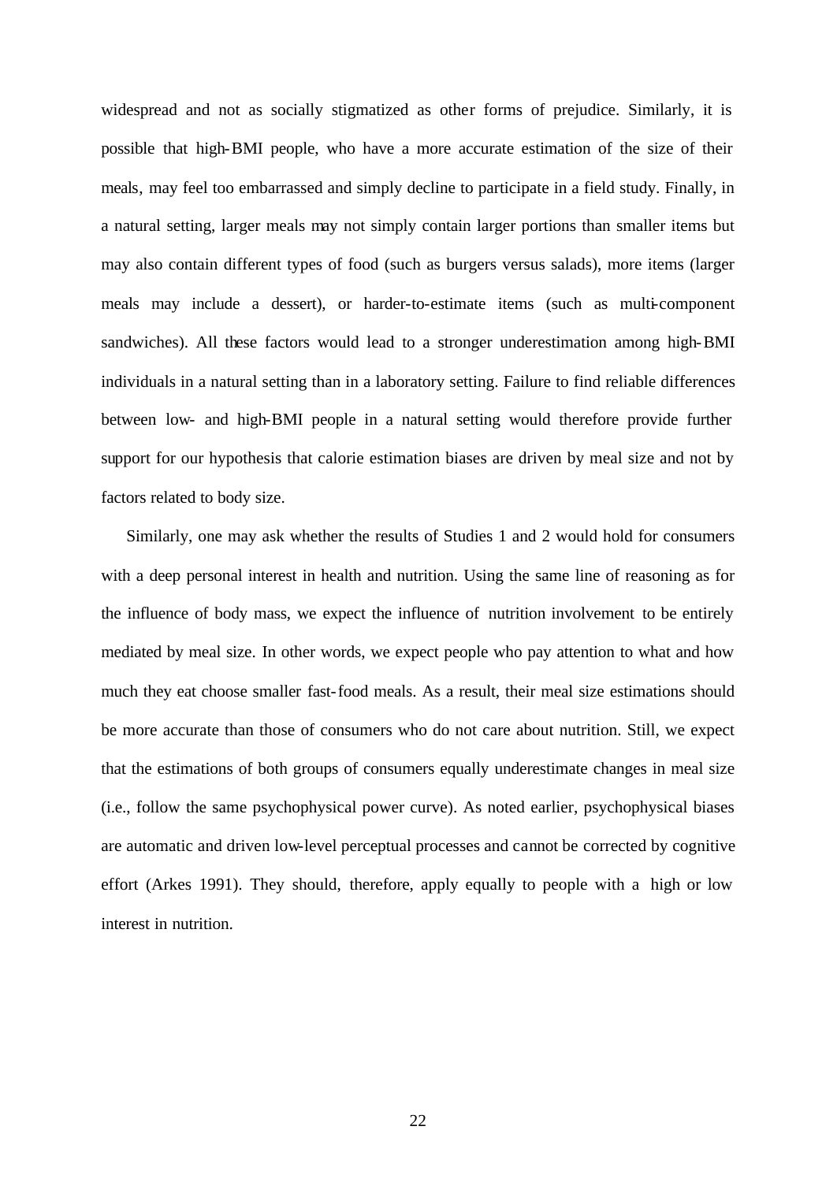widespread and not as socially stigmatized as other forms of prejudice. Similarly, it is possible that high-BMI people, who have a more accurate estimation of the size of their meals, may feel too embarrassed and simply decline to participate in a field study. Finally, in a natural setting, larger meals may not simply contain larger portions than smaller items but may also contain different types of food (such as burgers versus salads), more items (larger meals may include a dessert), or harder-to-estimate items (such as multi-component sandwiches). All these factors would lead to a stronger underestimation among high-BMI individuals in a natural setting than in a laboratory setting. Failure to find reliable differences between low- and high-BMI people in a natural setting would therefore provide further support for our hypothesis that calorie estimation biases are driven by meal size and not by factors related to body size.

Similarly, one may ask whether the results of Studies 1 and 2 would hold for consumers with a deep personal interest in health and nutrition. Using the same line of reasoning as for the influence of body mass, we expect the influence of nutrition involvement to be entirely mediated by meal size. In other words, we expect people who pay attention to what and how much they eat choose smaller fast-food meals. As a result, their meal size estimations should be more accurate than those of consumers who do not care about nutrition. Still, we expect that the estimations of both groups of consumers equally underestimate changes in meal size (i.e., follow the same psychophysical power curve). As noted earlier, psychophysical biases are automatic and driven low-level perceptual processes and cannot be corrected by cognitive effort (Arkes 1991). They should, therefore, apply equally to people with a high or low interest in nutrition.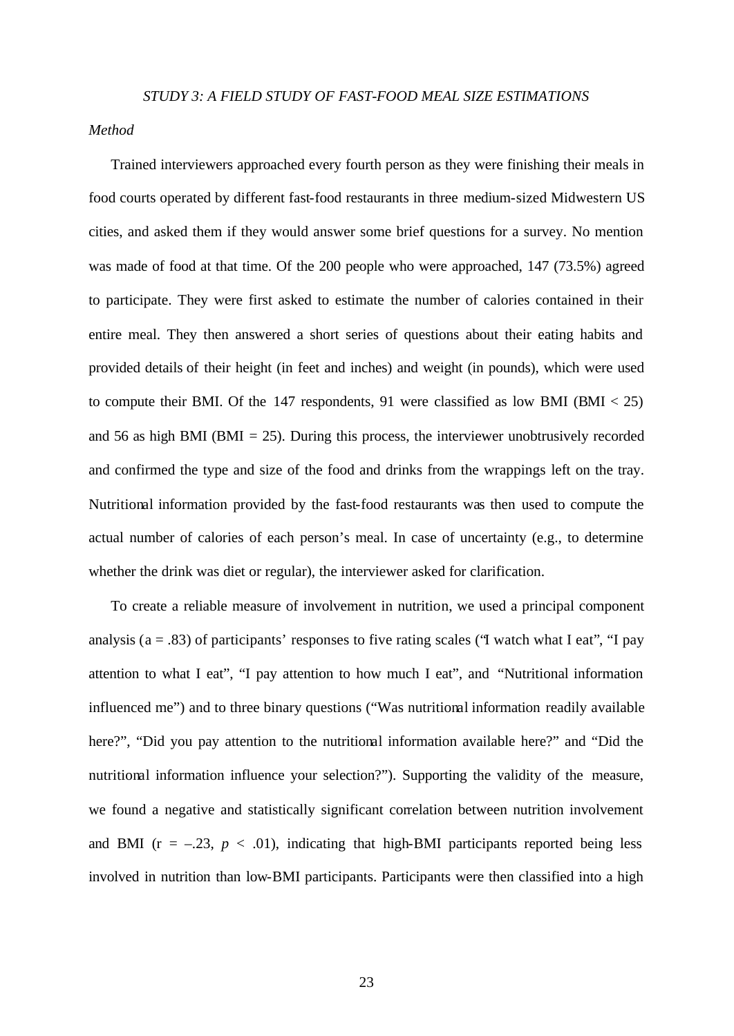*STUDY 3: A FIELD STUDY OF FAST-FOOD MEAL SIZE ESTIMATIONS*

*Method*

Trained interviewers approached every fourth person as they were finishing their meals in food courts operated by different fast-food restaurants in three medium-sized Midwestern US cities, and asked them if they would answer some brief questions for a survey. No mention was made of food at that time. Of the 200 people who were approached, 147 (73.5%) agreed to participate. They were first asked to estimate the number of calories contained in their entire meal. They then answered a short series of questions about their eating habits and provided details of their height (in feet and inches) and weight (in pounds), which were used to compute their BMI. Of the 147 respondents, 91 were classified as low BMI (BMI < 25) and 56 as high BMI (BMI = 25). During this process, the interviewer unobtrusively recorded and confirmed the type and size of the food and drinks from the wrappings left on the tray. Nutritional information provided by the fast-food restaurants was then used to compute the actual number of calories of each person's meal. In case of uncertainty (e.g., to determine whether the drink was diet or regular), the interviewer asked for clarification.

To create a reliable measure of involvement in nutrition, we used a principal component analysis (a = .83) of participants' responses to five rating scales ("I watch what I eat", "I pay attention to what I eat", "I pay attention to how much I eat", and "Nutritional information influenced me") and to three binary questions ("Was nutritional information readily available here?", "Did you pay attention to the nutritional information available here?" and "Did the nutritional information influence your selection?"). Supporting the validity of the measure, we found a negative and statistically significant correlation between nutrition involvement and BMI ($r = -.23$, $p < .01$), indicating that high-BMI participants reported being less involved in nutrition than low-BMI participants. Participants were then classified into a high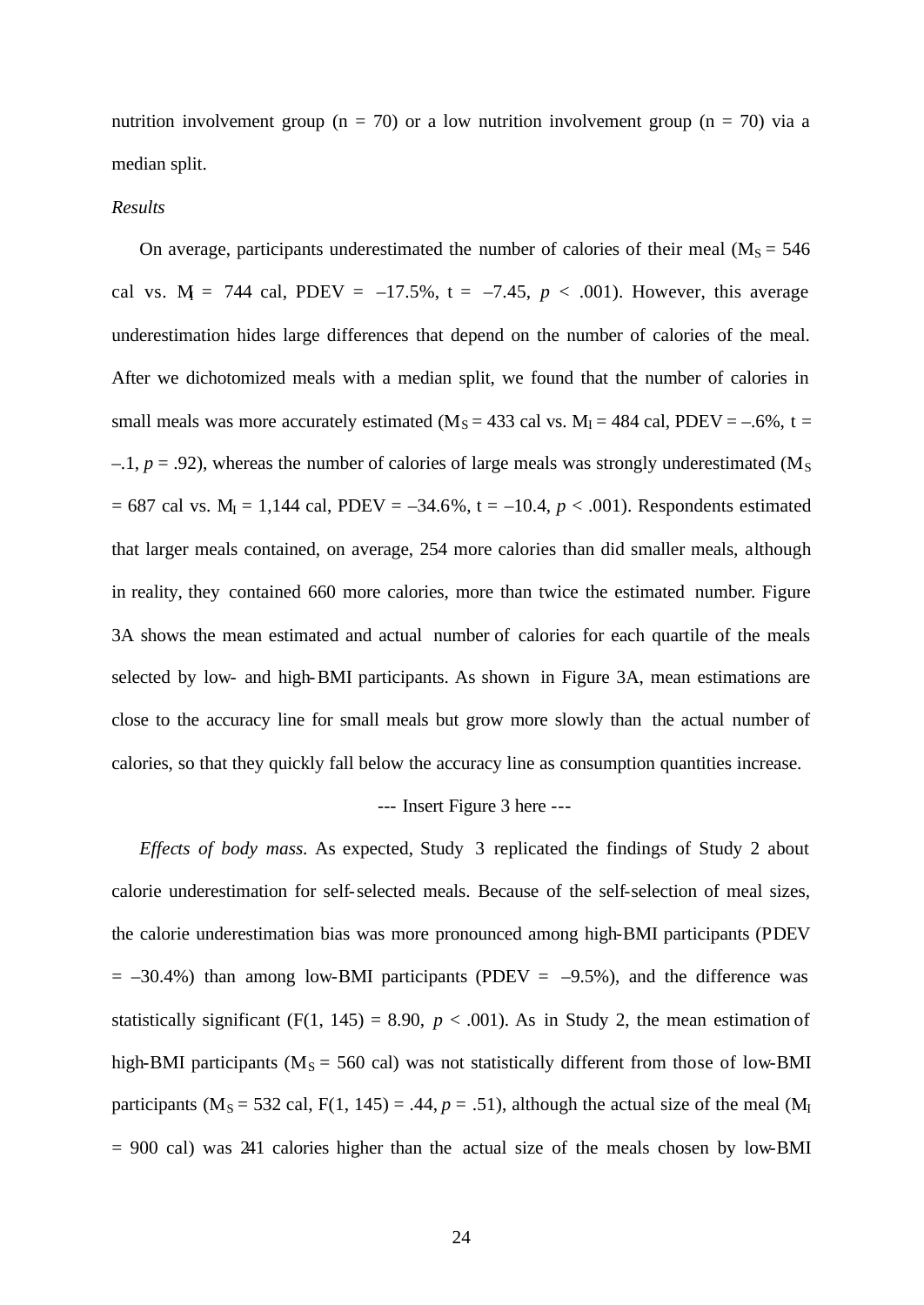nutrition involvement group (n = 70) or a low nutrition involvement group (n = 70) via a median split.

*Results*

On average, participants underestimated the number of calories of their meal ($M_S$ = 546 cal vs. $M_I$ = 744 cal, PDEV = –17.5%, t = –7.45, $p$ < .001). However, this average underestimation hides large differences that depend on the number of calories of the meal. After we dichotomized meals with a median split, we found that the number of calories in small meals was more accurately estimated ($M_S$ = 433 cal vs. $M_I$ = 484 cal, PDEV = –.6%, t = –.1, $p$ = .92), whereas the number of calories of large meals was strongly underestimated ($M_S$ = 687 cal vs. $M_I$ = 1,144 cal, PDEV = –34.6%, t = –10.4, $p$ < .001). Respondents estimated that larger meals contained, on average, 254 more calories than did smaller meals, although in reality, they contained 660 more calories, more than twice the estimated number. Figure 3A shows the mean estimated and actual number of calories for each quartile of the meals selected by low- and high-BMI participants. As shown in Figure 3A, mean estimations are close to the accuracy line for small meals but grow more slowly than the actual number of calories, so that they quickly fall below the accuracy line as consumption quantities increase.

--- Insert Figure 3 here ---

*Effects of body mass*. As expected, Study 3 replicated the findings of Study 2 about calorie underestimation for self-selected meals. Because of the self-selection of meal sizes, the calorie underestimation bias was more pronounced among high-BMI participants (PDEV = –30.4%) than among low-BMI participants (PDEV = –9.5%), and the difference was statistically significant (F(1, 145) = 8.90, $p$ < .001). As in Study 2, the mean estimation of high-BMI participants ($M_S$ = 560 cal) was not statistically different from those of low-BMI participants ($M_S$ = 532 cal, F(1, 145) = .44, $p$ = .51), although the actual size of the meal ($M_I$ = 900 cal) was 241 calories higher than the actual size of the meals chosen by low-BMI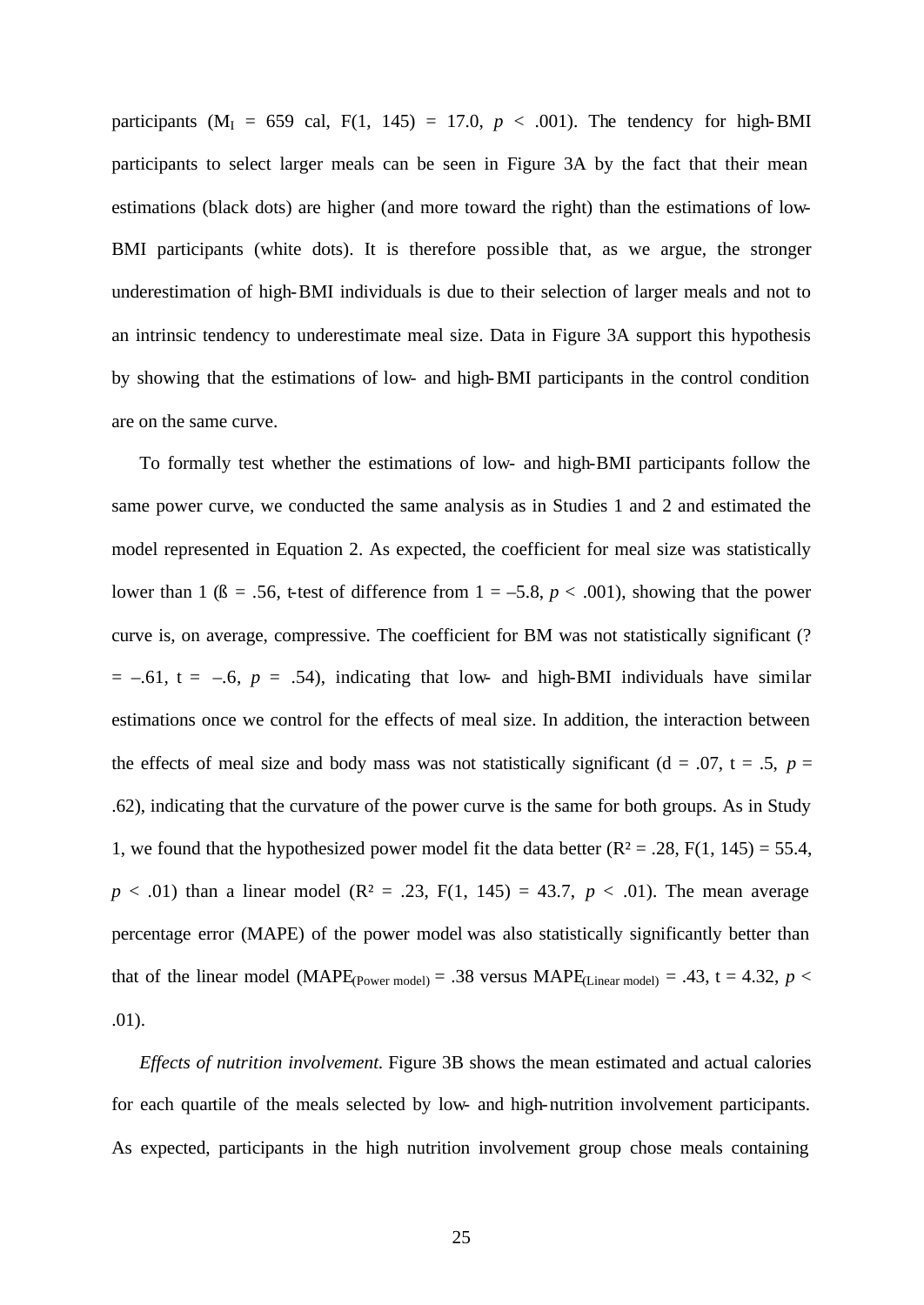participants ($M_I$ = 659 cal, $F(1, 145) = 17.0$, $p < .001$). The tendency for high-BMI participants to select larger meals can be seen in Figure 3A by the fact that their mean estimations (black dots) are higher (and more toward the right) than the estimations of low-BMI participants (white dots). It is therefore possible that, as we argue, the stronger underestimation of high-BMI individuals is due to their selection of larger meals and not to an intrinsic tendency to underestimate meal size. Data in Figure 3A support this hypothesis by showing that the estimations of low- and high-BMI participants in the control condition are on the same curve.

To formally test whether the estimations of low- and high-BMI participants follow the same power curve, we conducted the same analysis as in Studies 1 and 2 and estimated the model represented in Equation 2. As expected, the coefficient for meal size was statistically lower than 1 (ß = .56, t-test of difference from 1 = –5.8, $p < .001$), showing that the power curve is, on average, compressive. The coefficient for BM was not statistically significant (? = –.61, t = –.6, $p$ = .54), indicating that low- and high-BMI individuals have similar estimations once we control for the effects of meal size. In addition, the interaction between the effects of meal size and body mass was not statistically significant (d = .07, t = .5, $p$ = .62), indicating that the curvature of the power curve is the same for both groups. As in Study 1, we found that the hypothesized power model fit the data better ($R^2 = .28$, $F(1, 145) = 55.4$, $p < .01$) than a linear model ($R^2 = .23$, $F(1, 145) = 43.7$, $p < .01$). The mean average percentage error (MAPE) of the power model was also statistically significantly better than that of the linear model ($MAPE_{(Power\ model)} = .38$ versus $MAPE_{(Linear\ model)} = .43$, t = 4.32, $p < .01$).

*Effects of nutrition involvement.* Figure 3B shows the mean estimated and actual calories for each quartile of the meals selected by low- and high-nutrition involvement participants. As expected, participants in the high nutrition involvement group chose meals containing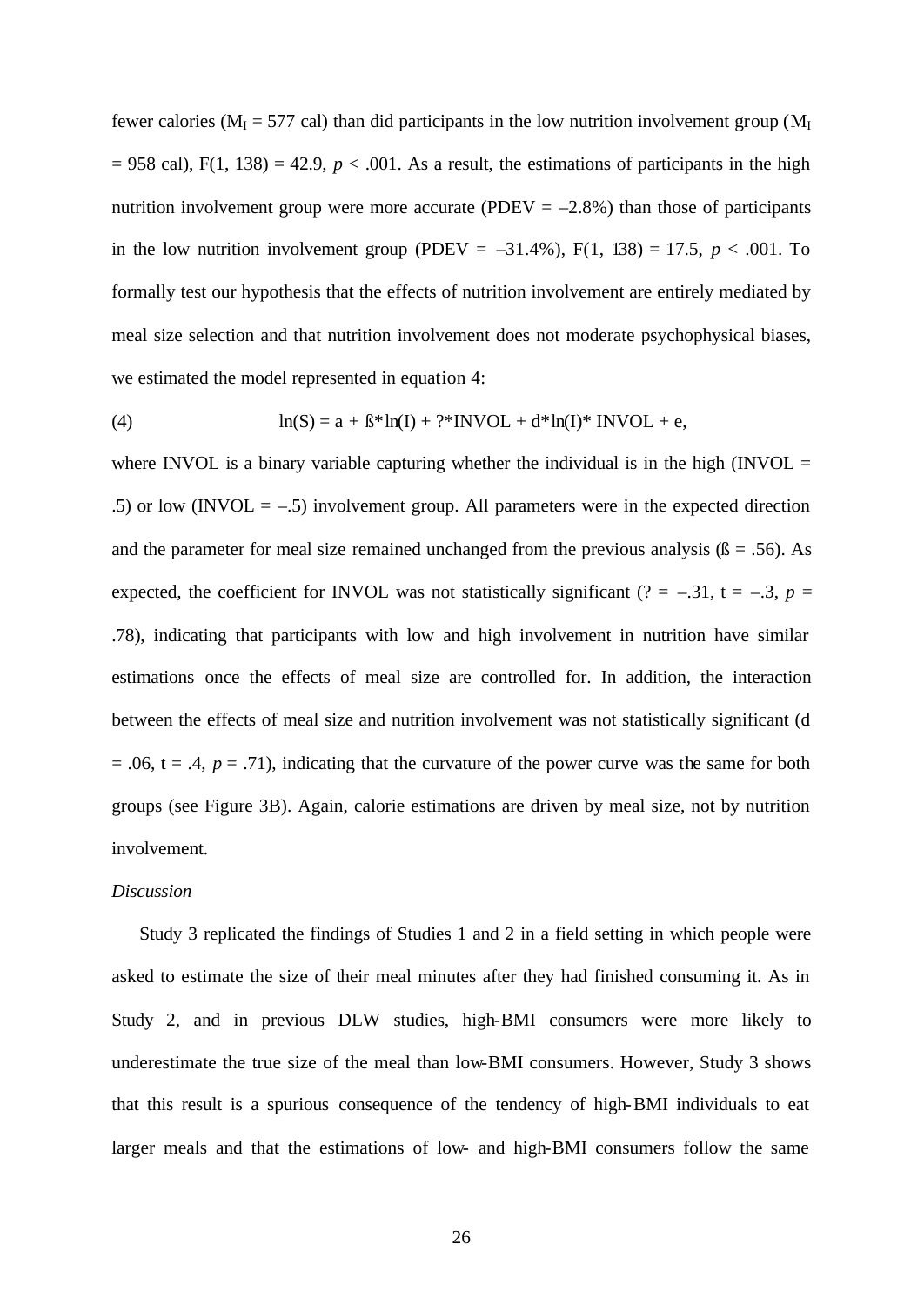fewer calories ($M_I$ = 577 cal) than did participants in the low nutrition involvement group ($M_I$ = 958 cal), $F(1, 138) = 42.9$, $p < .001$. As a result, the estimations of participants in the high nutrition involvement group were more accurate (PDEV = –2.8%) than those of participants in the low nutrition involvement group (PDEV = –31.4%), $F(1, 138) = 17.5$, $p < .001$. To formally test our hypothesis that the effects of nutrition involvement are entirely mediated by meal size selection and that nutrition involvement does not moderate psychophysical biases, we estimated the model represented in equation 4:

$$\text{(4)} \qquad \ln(S) = a + ß*\ln(I) + ?*\text{INVOL} + d*\ln(I)*\text{INVOL} + e,$$

where INVOL is a binary variable capturing whether the individual is in the high (INVOL = .5) or low (INVOL = –.5) involvement group. All parameters were in the expected direction and the parameter for meal size remained unchanged from the previous analysis (ß = .56). As expected, the coefficient for INVOL was not statistically significant (? = –.31, t = –.3, $p$ = .78), indicating that participants with low and high involvement in nutrition have similar estimations once the effects of meal size are controlled for. In addition, the interaction between the effects of meal size and nutrition involvement was not statistically significant (d = .06, t = .4, $p$ = .71), indicating that the curvature of the power curve was the same for both groups (see Figure 3B). Again, calorie estimations are driven by meal size, not by nutrition involvement.

*Discussion*

Study 3 replicated the findings of Studies 1 and 2 in a field setting in which people were asked to estimate the size of their meal minutes after they had finished consuming it. As in Study 2, and in previous DLW studies, high-BMI consumers were more likely to underestimate the true size of the meal than low-BMI consumers. However, Study 3 shows that this result is a spurious consequence of the tendency of high-BMI individuals to eat larger meals and that the estimations of low- and high-BMI consumers follow the same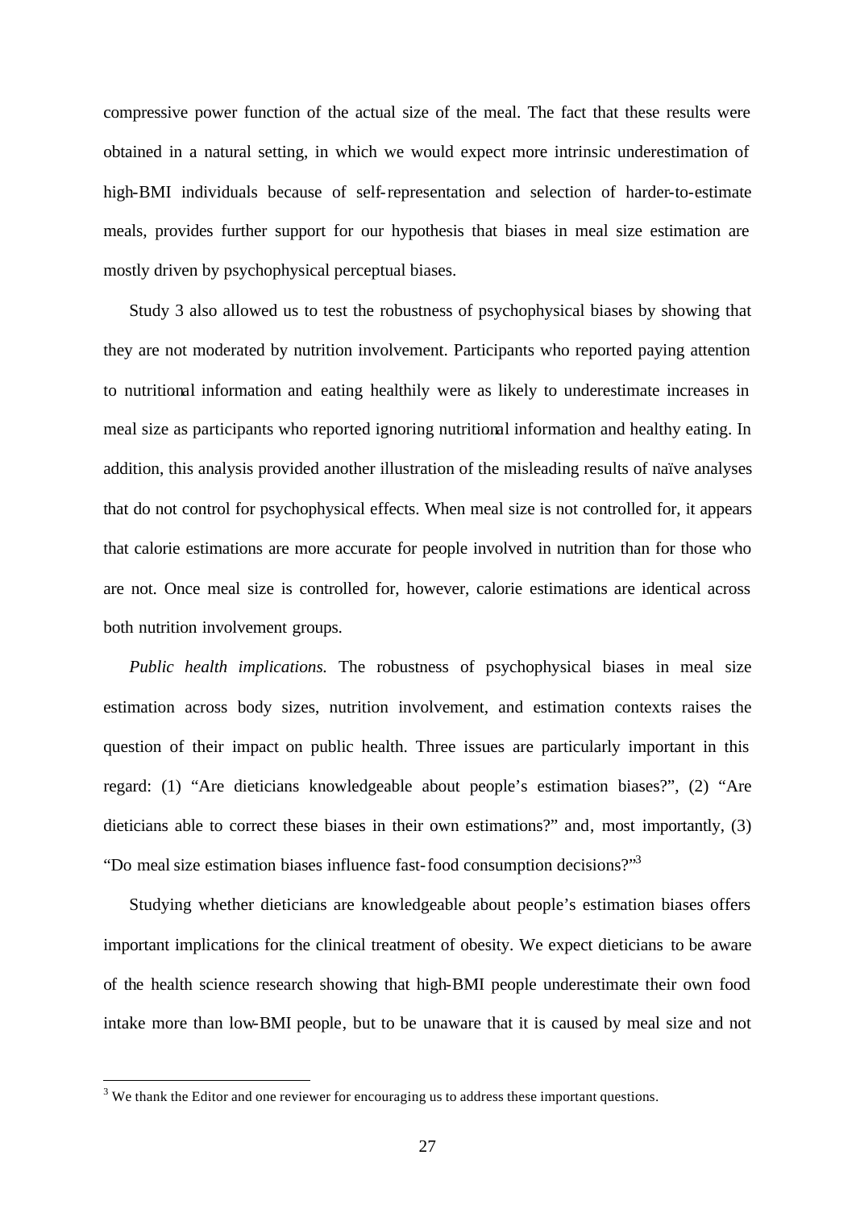compressive power function of the actual size of the meal. The fact that these results were obtained in a natural setting, in which we would expect more intrinsic underestimation of high-BMI individuals because of self-representation and selection of harder-to-estimate meals, provides further support for our hypothesis that biases in meal size estimation are mostly driven by psychophysical perceptual biases.

Study 3 also allowed us to test the robustness of psychophysical biases by showing that they are not moderated by nutrition involvement. Participants who reported paying attention to nutritional information and eating healthily were as likely to underestimate increases in meal size as participants who reported ignoring nutritional information and healthy eating. In addition, this analysis provided another illustration of the misleading results of naïve analyses that do not control for psychophysical effects. When meal size is not controlled for, it appears that calorie estimations are more accurate for people involved in nutrition than for those who are not. Once meal size is controlled for, however, calorie estimations are identical across both nutrition involvement groups.

*Public health implications.* The robustness of psychophysical biases in meal size estimation across body sizes, nutrition involvement, and estimation contexts raises the question of their impact on public health. Three issues are particularly important in this regard: (1) "Are dieticians knowledgeable about people's estimation biases?", (2) "Are dieticians able to correct these biases in their own estimations?" and, most importantly, (3) "Do meal size estimation biases influence fast-food consumption decisions?"[3]

Studying whether dieticians are knowledgeable about people's estimation biases offers important implications for the clinical treatment of obesity. We expect dieticians to be aware of the health science research showing that high-BMI people underestimate their own food intake more than low-BMI people, but to be unaware that it is caused by meal size and not

[3] We thank the Editor and one reviewer for encouraging us to address these important questions.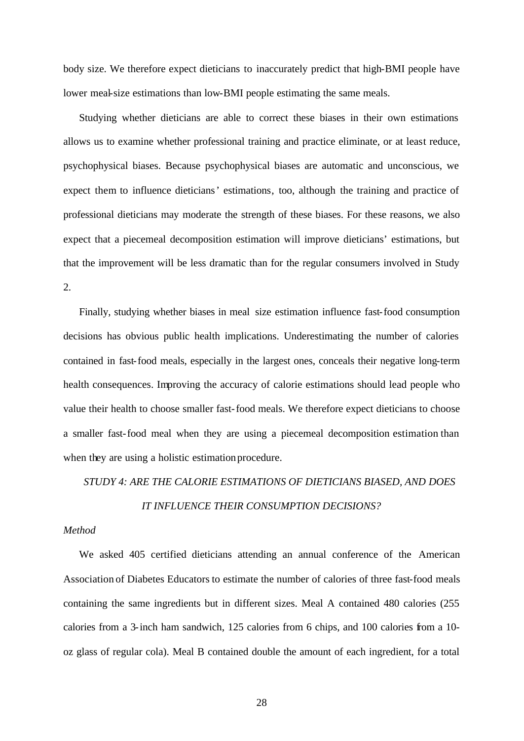body size. We therefore expect dieticians to inaccurately predict that high-BMI people have lower meal-size estimations than low-BMI people estimating the same meals.

Studying whether dieticians are able to correct these biases in their own estimations allows us to examine whether professional training and practice eliminate, or at least reduce, psychophysical biases. Because psychophysical biases are automatic and unconscious, we expect them to influence dieticians' estimations, too, although the training and practice of professional dieticians may moderate the strength of these biases. For these reasons, we also expect that a piecemeal decomposition estimation will improve dieticians' estimations, but that the improvement will be less dramatic than for the regular consumers involved in Study 2.

Finally, studying whether biases in meal size estimation influence fast-food consumption decisions has obvious public health implications. Underestimating the number of calories contained in fast-food meals, especially in the largest ones, conceals their negative long-term health consequences. Improving the accuracy of calorie estimations should lead people who value their health to choose smaller fast-food meals. We therefore expect dieticians to choose a smaller fast-food meal when they are using a piecemeal decomposition estimation than when they are using a holistic estimation procedure.

## *STUDY 4: ARE THE CALORIE ESTIMATIONS OF DIETICIANS BIASED, AND DOES IT INFLUENCE THEIR CONSUMPTION DECISIONS?*

### *Method*

We asked 405 certified dieticians attending an annual conference of the American Association of Diabetes Educators to estimate the number of calories of three fast-food meals containing the same ingredients but in different sizes. Meal A contained 480 calories (255 calories from a 3-inch ham sandwich, 125 calories from 6 chips, and 100 calories from a 10-oz glass of regular cola). Meal B contained double the amount of each ingredient, for a total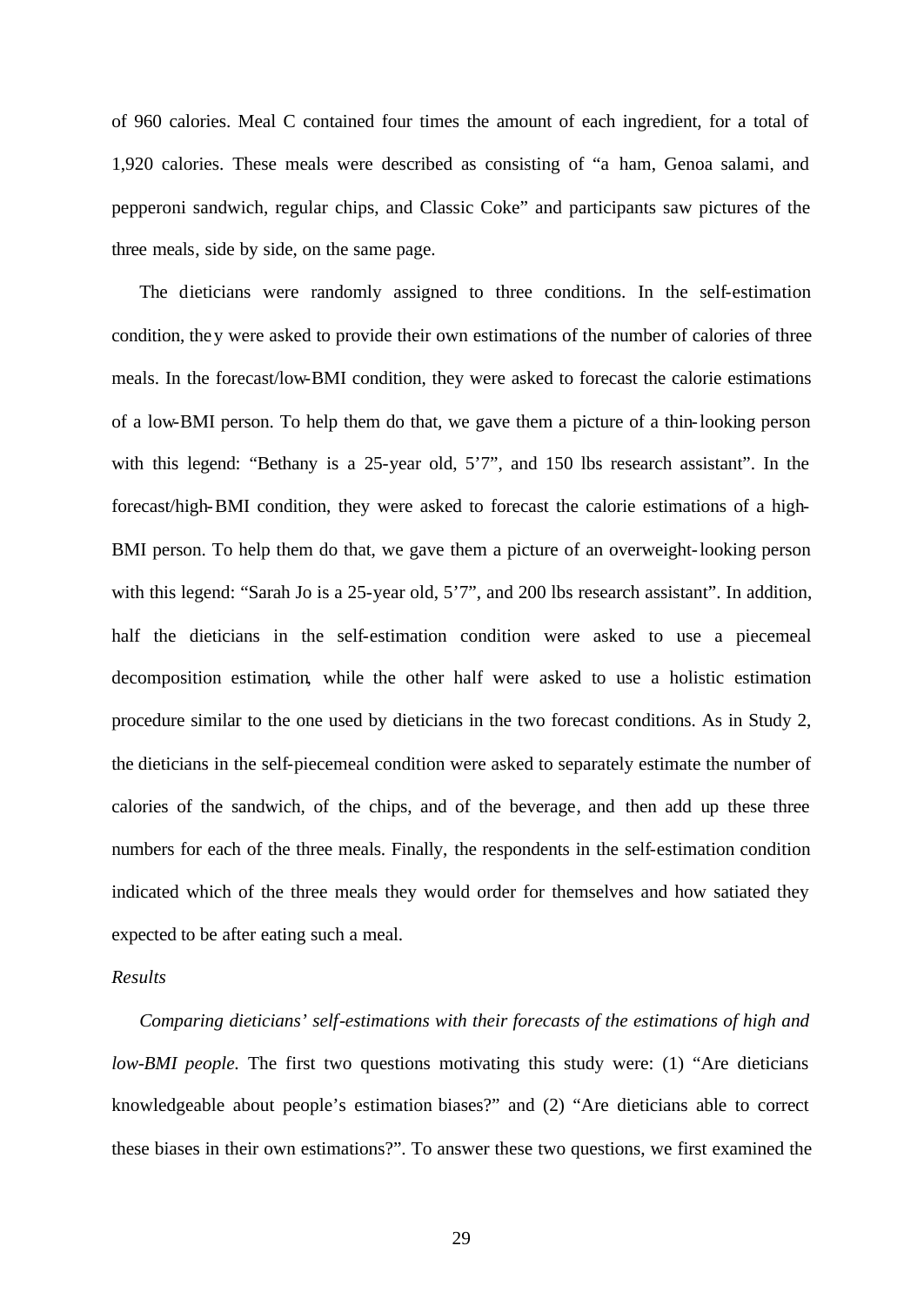of 960 calories. Meal C contained four times the amount of each ingredient, for a total of 1,920 calories. These meals were described as consisting of "a ham, Genoa salami, and pepperoni sandwich, regular chips, and Classic Coke" and participants saw pictures of the three meals, side by side, on the same page.

The dieticians were randomly assigned to three conditions. In the self-estimation condition, they were asked to provide their own estimations of the number of calories of three meals. In the forecast/low-BMI condition, they were asked to forecast the calorie estimations of a low-BMI person. To help them do that, we gave them a picture of a thin-looking person with this legend: "Bethany is a 25-year old, 5'7", and 150 lbs research assistant". In the forecast/high-BMI condition, they were asked to forecast the calorie estimations of a high-BMI person. To help them do that, we gave them a picture of an overweight-looking person with this legend: "Sarah Jo is a 25-year old, 5'7", and 200 lbs research assistant". In addition, half the dieticians in the self-estimation condition were asked to use a piecemeal decomposition estimation, while the other half were asked to use a holistic estimation procedure similar to the one used by dieticians in the two forecast conditions. As in Study 2, the dieticians in the self-piecemeal condition were asked to separately estimate the number of calories of the sandwich, of the chips, and of the beverage, and then add up these three numbers for each of the three meals. Finally, the respondents in the self-estimation condition indicated which of the three meals they would order for themselves and how satiated they expected to be after eating such a meal.

*Results*

*Comparing dieticians' self-estimations with their forecasts of the estimations of high and low-BMI people.* The first two questions motivating this study were: (1) "Are dieticians knowledgeable about people's estimation biases?" and (2) "Are dieticians able to correct these biases in their own estimations?". To answer these two questions, we first examined the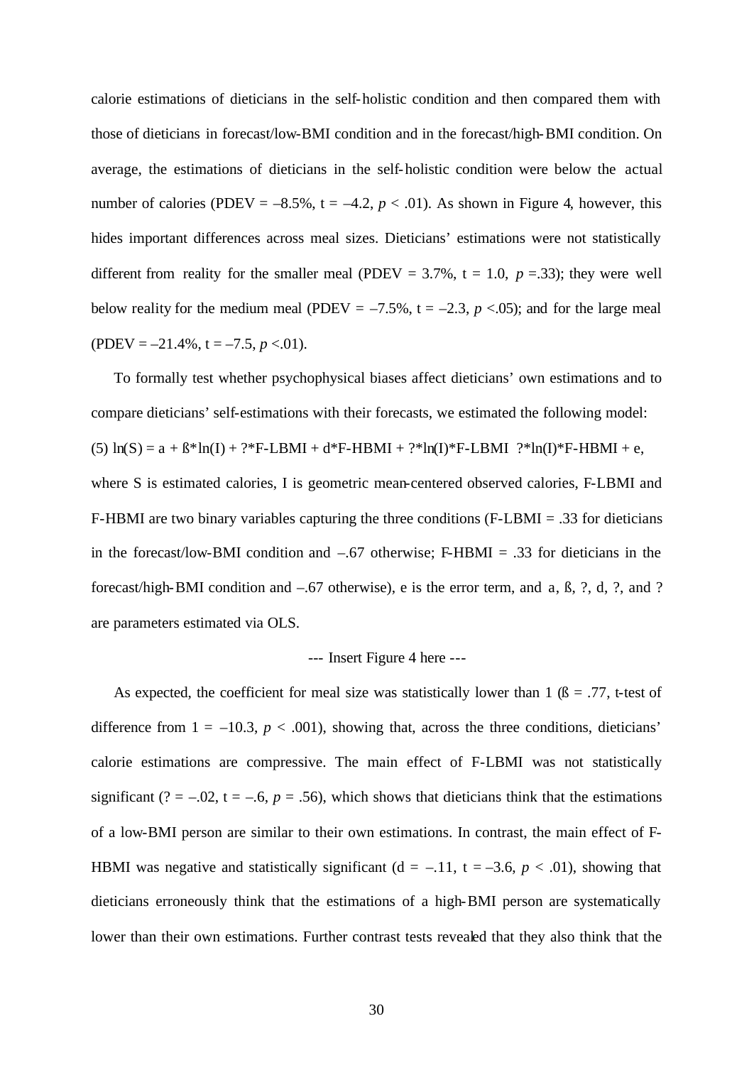calorie estimations of dieticians in the self-holistic condition and then compared them with those of dieticians in forecast/low-BMI condition and in the forecast/high-BMI condition. On average, the estimations of dieticians in the self-holistic condition were below the actual number of calories (PDEV = –8.5%, t = –4.2, $p < .01$). As shown in Figure 4, however, this hides important differences across meal sizes. Dieticians' estimations were not statistically different from reality for the smaller meal (PDEV = 3.7%, t = 1.0, $p = .33$); they were well below reality for the medium meal (PDEV = –7.5%, t = –2.3, $p < .05$); and for the large meal (PDEV = –21.4%, t = –7.5, $p < .01$).

To formally test whether psychophysical biases affect dieticians' own estimations and to compare dieticians' self-estimations with their forecasts, we estimated the following model:

(5) ln(S) = a + ß*ln(I) + ?*F-LBMI + d*F-HBMI + ?*ln(I)*F-LBMI ?*ln(I)*F-HBMI + e,

where S is estimated calories, I is geometric mean-centered observed calories, F-LBMI and F-HBMI are two binary variables capturing the three conditions (F-LBMI = .33 for dieticians in the forecast/low-BMI condition and –.67 otherwise; F-HBMI = .33 for dieticians in the forecast/high-BMI condition and –.67 otherwise), e is the error term, and a, ß, ?, d, ?, and ? are parameters estimated via OLS.

--- Insert Figure 4 here ---

As expected, the coefficient for meal size was statistically lower than 1 (ß = .77, t-test of difference from 1 = –10.3, $p < .001$), showing that, across the three conditions, dieticians' calorie estimations are compressive. The main effect of F-LBMI was not statistically significant (? = –.02, t = –.6, $p = .56$), which shows that dieticians think that the estimations of a low-BMI person are similar to their own estimations. In contrast, the main effect of F-HBMI was negative and statistically significant (d = –.11, t = –3.6, $p < .01$), showing that dieticians erroneously think that the estimations of a high-BMI person are systematically lower than their own estimations. Further contrast tests revealed that they also think that the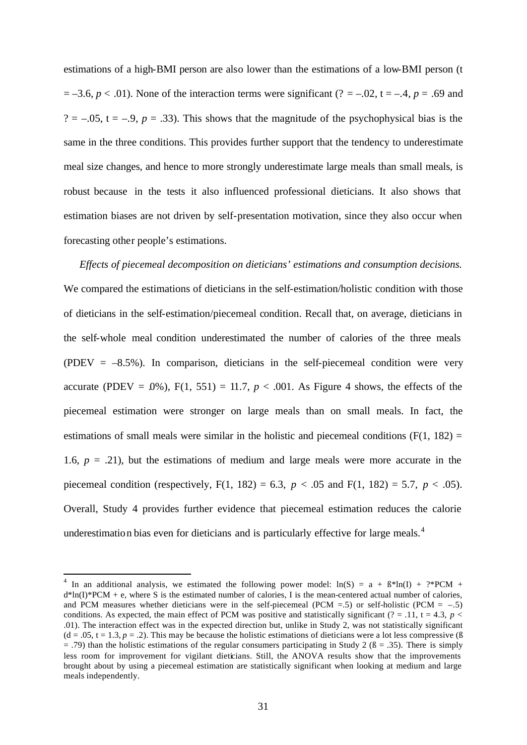estimations of a high-BMI person are also lower than the estimations of a low-BMI person ($t = -3.6$, $p < .01$). None of the interaction terms were significant ($? = -.02$, $t = -.4$, $p = .69$ and $? = -.05$, $t = -.9$, $p = .33$). This shows that the magnitude of the psychophysical bias is the same in the three conditions. This provides further support that the tendency to underestimate meal size changes, and hence to more strongly underestimate large meals than small meals, is robust because in the tests it also influenced professional dieticians. It also shows that estimation biases are not driven by self-presentation motivation, since they also occur when forecasting other people's estimations.

*Effects of piecemeal decomposition on dieticians' estimations and consumption decisions.* We compared the estimations of dieticians in the self-estimation/holistic condition with those of dieticians in the self-estimation/piecemeal condition. Recall that, on average, dieticians in the self-whole meal condition underestimated the number of calories of the three meals (PDEV = –8.5%). In comparison, dieticians in the self-piecemeal condition were very accurate (PDEV = .0%), $F(1, 551) = 11.7$, $p < .001$. As Figure 4 shows, the effects of the piecemeal estimation were stronger on large meals than on small meals. In fact, the estimations of small meals were similar in the holistic and piecemeal conditions ($F(1, 182) = 1.6$, $p = .21$), but the estimations of medium and large meals were more accurate in the piecemeal condition (respectively, $F(1, 182) = 6.3$, $p < .05$ and $F(1, 182) = 5.7$, $p < .05$). Overall, Study 4 provides further evidence that piecemeal estimation reduces the calorie underestimation bias even for dieticians and is particularly effective for large meals.[4]

---

[4] In an additional analysis, we estimated the following power model: $\ln(S) = a + ß*\ln(I) + ?*PCM + d*\ln(I)*PCM + e$, where S is the estimated number of calories, I is the mean-centered actual number of calories, and PCM measures whether dieticians were in the self-piecemeal (PCM =.5) or self-holistic (PCM = –.5) conditions. As expected, the main effect of PCM was positive and statistically significant ($? = .11$, $t = 4.3$, $p < .01$). The interaction effect was in the expected direction but, unlike in Study 2, was not statistically significant ($d = .05$, $t = 1.3$, $p = .2$). This may be because the holistic estimations of dieticians were a lot less compressive ($ß = .79$) than the holistic estimations of the regular consumers participating in Study 2 ($ß = .35$). There is simply less room for improvement for vigilant dieticians. Still, the ANOVA results show that the improvements brought about by using a piecemeal estimation are statistically significant when looking at medium and large meals independently.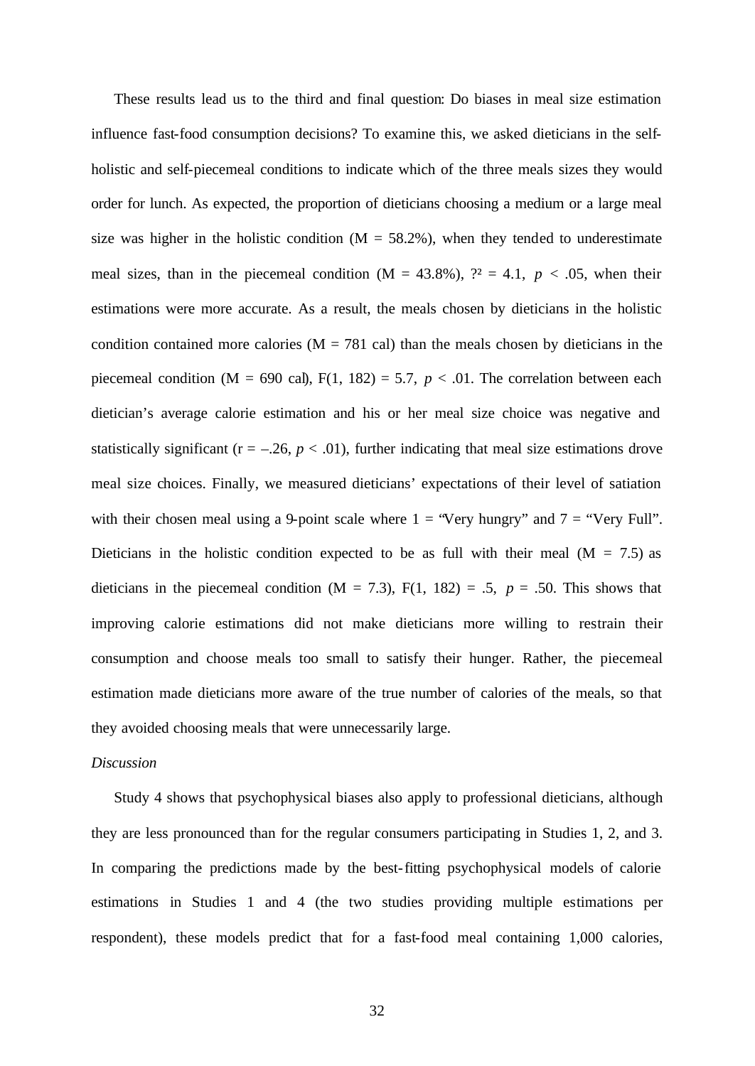These results lead us to the third and final question: Do biases in meal size estimation influence fast-food consumption decisions? To examine this, we asked dieticians in the self-holistic and self-piecemeal conditions to indicate which of the three meals sizes they would order for lunch. As expected, the proportion of dieticians choosing a medium or a large meal size was higher in the holistic condition (M = 58.2%), when they tended to underestimate meal sizes, than in the piecemeal condition (M = 43.8%), ?² = 4.1, $p < .05$, when their estimations were more accurate. As a result, the meals chosen by dieticians in the holistic condition contained more calories (M = 781 cal) than the meals chosen by dieticians in the piecemeal condition (M = 690 cal), $F(1, 182) = 5.7$, $p < .01$. The correlation between each dietician's average calorie estimation and his or her meal size choice was negative and statistically significant ($r = -.26$, $p < .01$), further indicating that meal size estimations drove meal size choices. Finally, we measured dieticians' expectations of their level of satiation with their chosen meal using a 9-point scale where 1 = "Very hungry" and 7 = "Very Full". Dieticians in the holistic condition expected to be as full with their meal (M = 7.5) as dieticians in the piecemeal condition (M = 7.3), $F(1, 182) = .5$, $p = .50$. This shows that improving calorie estimations did not make dieticians more willing to restrain their consumption and choose meals too small to satisfy their hunger. Rather, the piecemeal estimation made dieticians more aware of the true number of calories of the meals, so that they avoided choosing meals that were unnecessarily large.

*Discussion*

Study 4 shows that psychophysical biases also apply to professional dieticians, although they are less pronounced than for the regular consumers participating in Studies 1, 2, and 3. In comparing the predictions made by the best-fitting psychophysical models of calorie estimations in Studies 1 and 4 (the two studies providing multiple estimations per respondent), these models predict that for a fast-food meal containing 1,000 calories,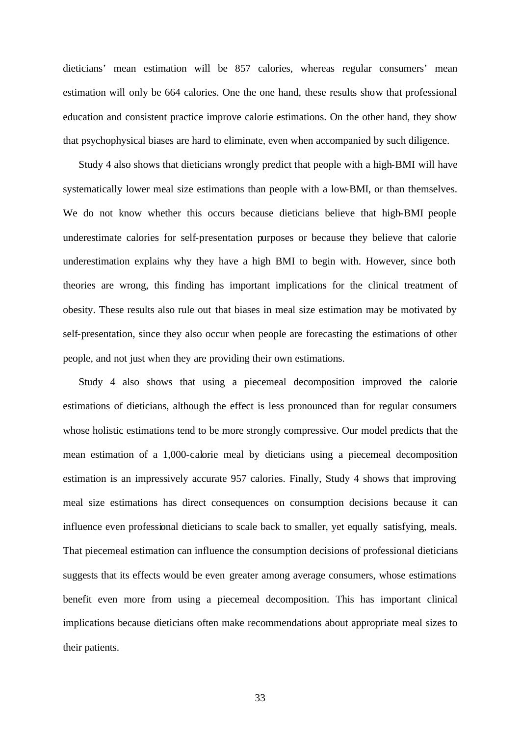dieticians' mean estimation will be 857 calories, whereas regular consumers' mean estimation will only be 664 calories. One the one hand, these results show that professional education and consistent practice improve calorie estimations. On the other hand, they show that psychophysical biases are hard to eliminate, even when accompanied by such diligence.

Study 4 also shows that dieticians wrongly predict that people with a high-BMI will have systematically lower meal size estimations than people with a low-BMI, or than themselves. We do not know whether this occurs because dieticians believe that high-BMI people underestimate calories for self-presentation purposes or because they believe that calorie underestimation explains why they have a high BMI to begin with. However, since both theories are wrong, this finding has important implications for the clinical treatment of obesity. These results also rule out that biases in meal size estimation may be motivated by self-presentation, since they also occur when people are forecasting the estimations of other people, and not just when they are providing their own estimations.

Study 4 also shows that using a piecemeal decomposition improved the calorie estimations of dieticians, although the effect is less pronounced than for regular consumers whose holistic estimations tend to be more strongly compressive. Our model predicts that the mean estimation of a 1,000-calorie meal by dieticians using a piecemeal decomposition estimation is an impressively accurate 957 calories. Finally, Study 4 shows that improving meal size estimations has direct consequences on consumption decisions because it can influence even professional dieticians to scale back to smaller, yet equally satisfying, meals. That piecemeal estimation can influence the consumption decisions of professional dieticians suggests that its effects would be even greater among average consumers, whose estimations benefit even more from using a piecemeal decomposition. This has important clinical implications because dieticians often make recommendations about appropriate meal sizes to their patients.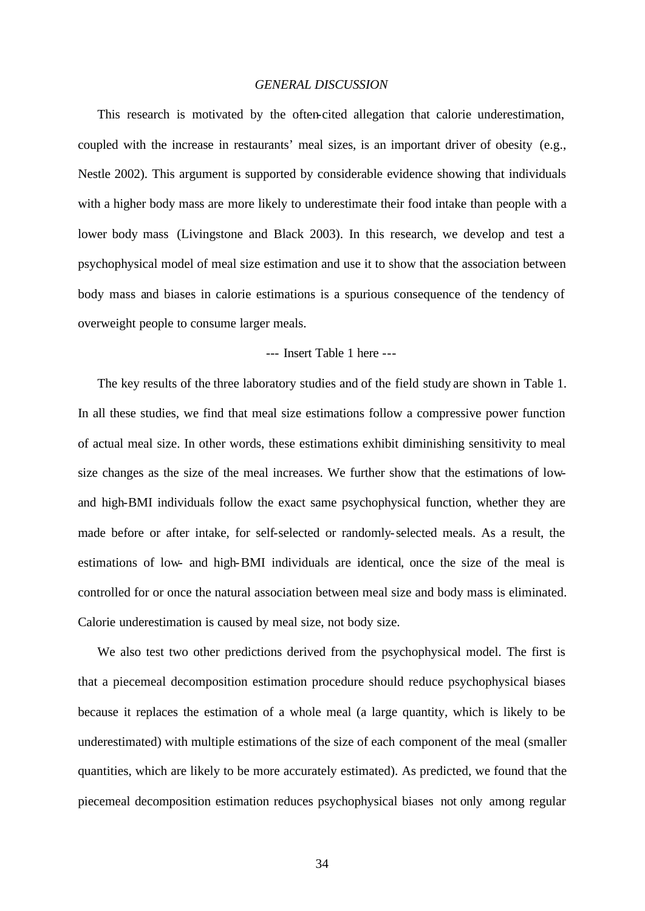## *GENERAL DISCUSSION*

This research is motivated by the often-cited allegation that calorie underestimation, coupled with the increase in restaurants' meal sizes, is an important driver of obesity (e.g., Nestle 2002). This argument is supported by considerable evidence showing that individuals with a higher body mass are more likely to underestimate their food intake than people with a lower body mass (Livingstone and Black 2003). In this research, we develop and test a psychophysical model of meal size estimation and use it to show that the association between body mass and biases in calorie estimations is a spurious consequence of the tendency of overweight people to consume larger meals.

--- Insert Table 1 here ---

The key results of the three laboratory studies and of the field study are shown in Table 1. In all these studies, we find that meal size estimations follow a compressive power function of actual meal size. In other words, these estimations exhibit diminishing sensitivity to meal size changes as the size of the meal increases. We further show that the estimations of low- and high-BMI individuals follow the exact same psychophysical function, whether they are made before or after intake, for self-selected or randomly-selected meals. As a result, the estimations of low- and high-BMI individuals are identical, once the size of the meal is controlled for or once the natural association between meal size and body mass is eliminated. Calorie underestimation is caused by meal size, not body size.

We also test two other predictions derived from the psychophysical model. The first is that a piecemeal decomposition estimation procedure should reduce psychophysical biases because it replaces the estimation of a whole meal (a large quantity, which is likely to be underestimated) with multiple estimations of the size of each component of the meal (smaller quantities, which are likely to be more accurately estimated). As predicted, we found that the piecemeal decomposition estimation reduces psychophysical biases not only among regular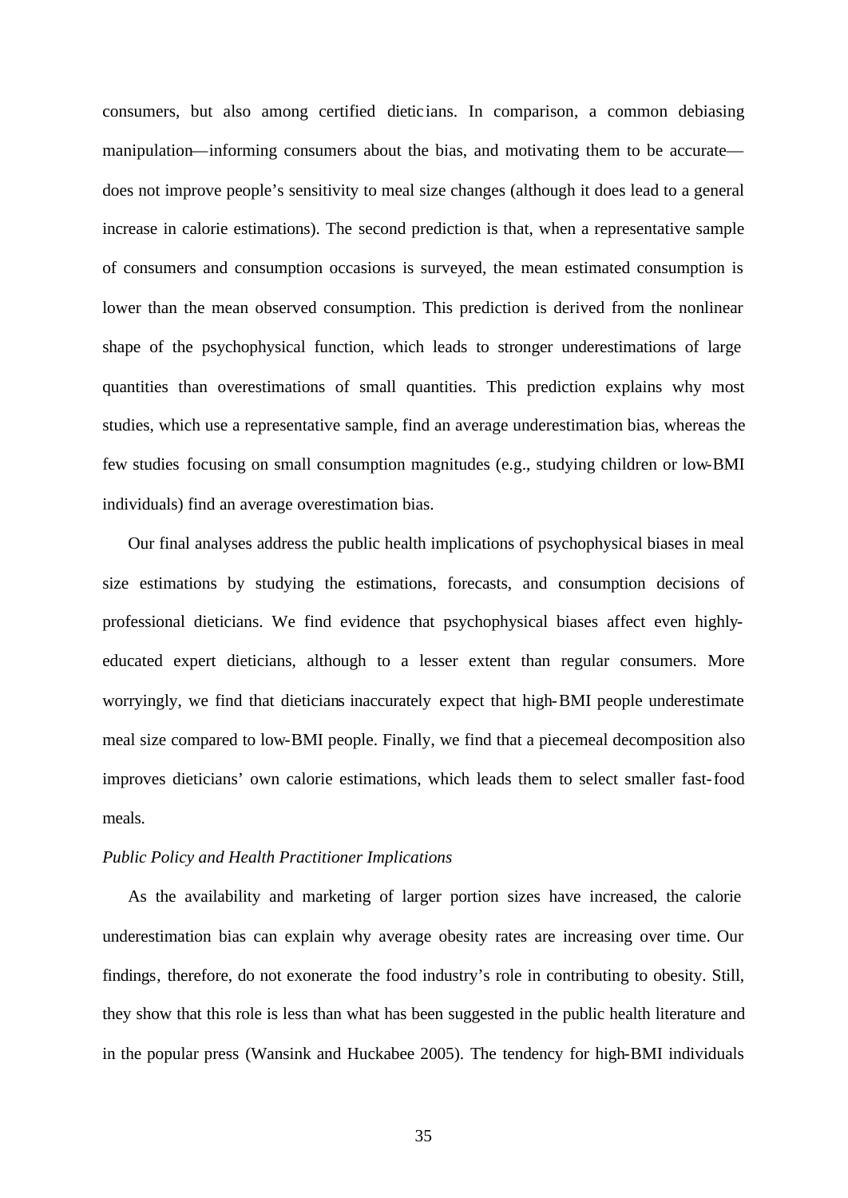consumers, but also among certified dieticians. In comparison, a common debiasing manipulation—informing consumers about the bias, and motivating them to be accurate—does not improve people's sensitivity to meal size changes (although it does lead to a general increase in calorie estimations). The second prediction is that, when a representative sample of consumers and consumption occasions is surveyed, the mean estimated consumption is lower than the mean observed consumption. This prediction is derived from the nonlinear shape of the psychophysical function, which leads to stronger underestimations of large quantities than overestimations of small quantities. This prediction explains why most studies, which use a representative sample, find an average underestimation bias, whereas the few studies focusing on small consumption magnitudes (e.g., studying children or low-BMI individuals) find an average overestimation bias.

Our final analyses address the public health implications of psychophysical biases in meal size estimations by studying the estimations, forecasts, and consumption decisions of professional dieticians. We find evidence that psychophysical biases affect even highly-educated expert dieticians, although to a lesser extent than regular consumers. More worryingly, we find that dieticians inaccurately expect that high-BMI people underestimate meal size compared to low-BMI people. Finally, we find that a piecemeal decomposition also improves dieticians' own calorie estimations, which leads them to select smaller fast-food meals.

*Public Policy and Health Practitioner Implications*

As the availability and marketing of larger portion sizes have increased, the calorie underestimation bias can explain why average obesity rates are increasing over time. Our findings, therefore, do not exonerate the food industry's role in contributing to obesity. Still, they show that this role is less than what has been suggested in the public health literature and in the popular press (Wansink and Huckabee 2005). The tendency for high-BMI individuals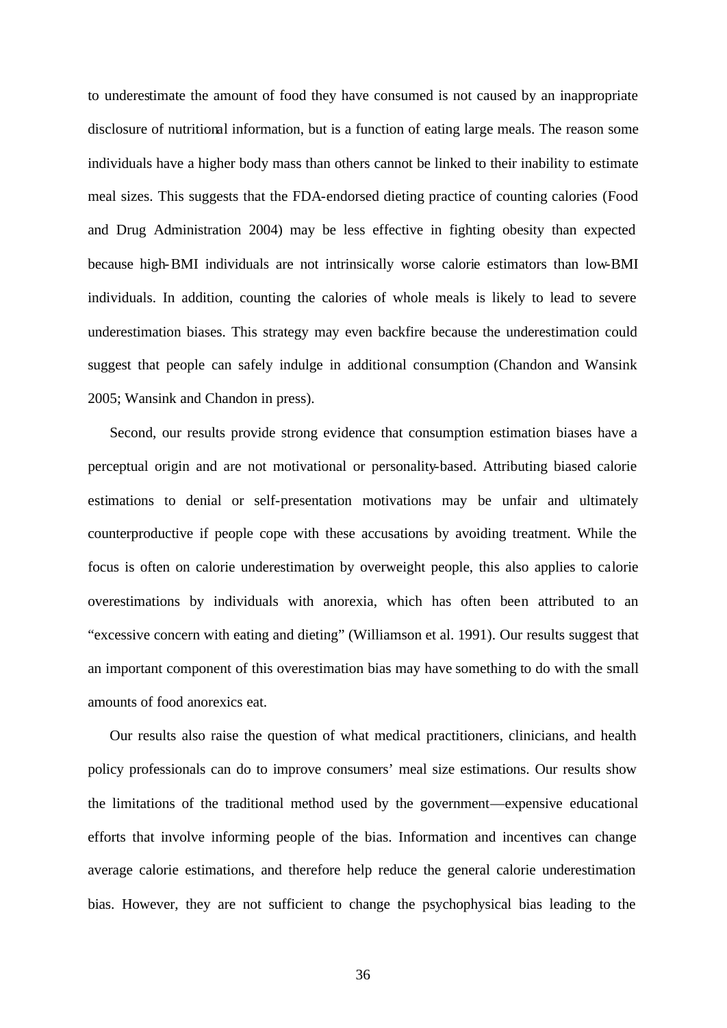to underestimate the amount of food they have consumed is not caused by an inappropriate disclosure of nutritional information, but is a function of eating large meals. The reason some individuals have a higher body mass than others cannot be linked to their inability to estimate meal sizes. This suggests that the FDA-endorsed dieting practice of counting calories (Food and Drug Administration 2004) may be less effective in fighting obesity than expected because high-BMI individuals are not intrinsically worse calorie estimators than low-BMI individuals. In addition, counting the calories of whole meals is likely to lead to severe underestimation biases. This strategy may even backfire because the underestimation could suggest that people can safely indulge in additional consumption (Chandon and Wansink 2005; Wansink and Chandon in press).

Second, our results provide strong evidence that consumption estimation biases have a perceptual origin and are not motivational or personality-based. Attributing biased calorie estimations to denial or self-presentation motivations may be unfair and ultimately counterproductive if people cope with these accusations by avoiding treatment. While the focus is often on calorie underestimation by overweight people, this also applies to calorie overestimations by individuals with anorexia, which has often been attributed to an "excessive concern with eating and dieting" (Williamson et al. 1991). Our results suggest that an important component of this overestimation bias may have something to do with the small amounts of food anorexics eat.

Our results also raise the question of what medical practitioners, clinicians, and health policy professionals can do to improve consumers' meal size estimations. Our results show the limitations of the traditional method used by the government—expensive educational efforts that involve informing people of the bias. Information and incentives can change average calorie estimations, and therefore help reduce the general calorie underestimation bias. However, they are not sufficient to change the psychophysical bias leading to the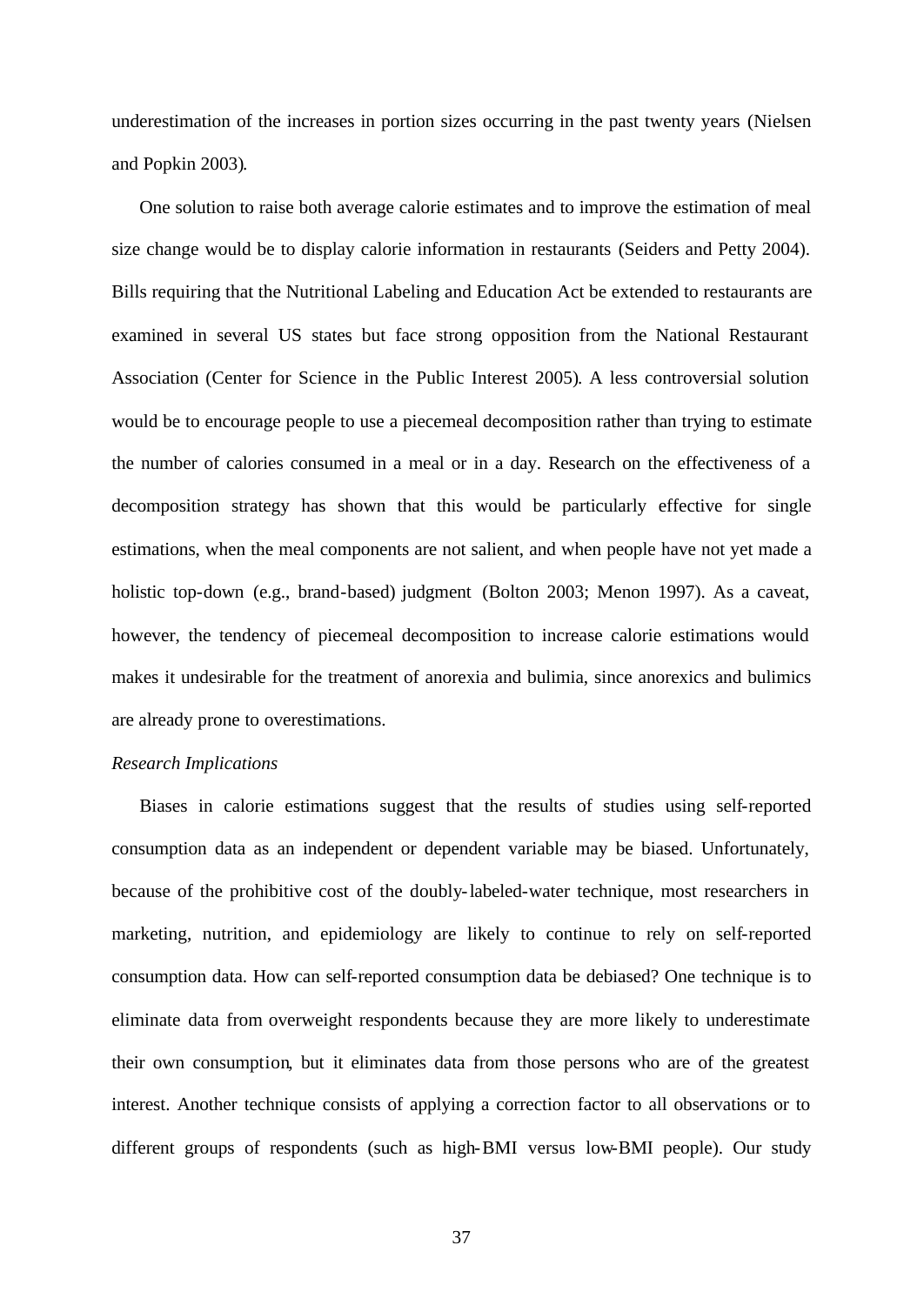underestimation of the increases in portion sizes occurring in the past twenty years (Nielsen and Popkin 2003).

One solution to raise both average calorie estimates and to improve the estimation of meal size change would be to display calorie information in restaurants (Seiders and Petty 2004). Bills requiring that the Nutritional Labeling and Education Act be extended to restaurants are examined in several US states but face strong opposition from the National Restaurant Association (Center for Science in the Public Interest 2005). A less controversial solution would be to encourage people to use a piecemeal decomposition rather than trying to estimate the number of calories consumed in a meal or in a day. Research on the effectiveness of a decomposition strategy has shown that this would be particularly effective for single estimations, when the meal components are not salient, and when people have not yet made a holistic top-down (e.g., brand-based) judgment (Bolton 2003; Menon 1997). As a caveat, however, the tendency of piecemeal decomposition to increase calorie estimations would makes it undesirable for the treatment of anorexia and bulimia, since anorexics and bulimics are already prone to overestimations.

*Research Implications*

Biases in calorie estimations suggest that the results of studies using self-reported consumption data as an independent or dependent variable may be biased. Unfortunately, because of the prohibitive cost of the doubly-labeled-water technique, most researchers in marketing, nutrition, and epidemiology are likely to continue to rely on self-reported consumption data. How can self-reported consumption data be debiased? One technique is to eliminate data from overweight respondents because they are more likely to underestimate their own consumption, but it eliminates data from those persons who are of the greatest interest. Another technique consists of applying a correction factor to all observations or to different groups of respondents (such as high-BMI versus low-BMI people). Our study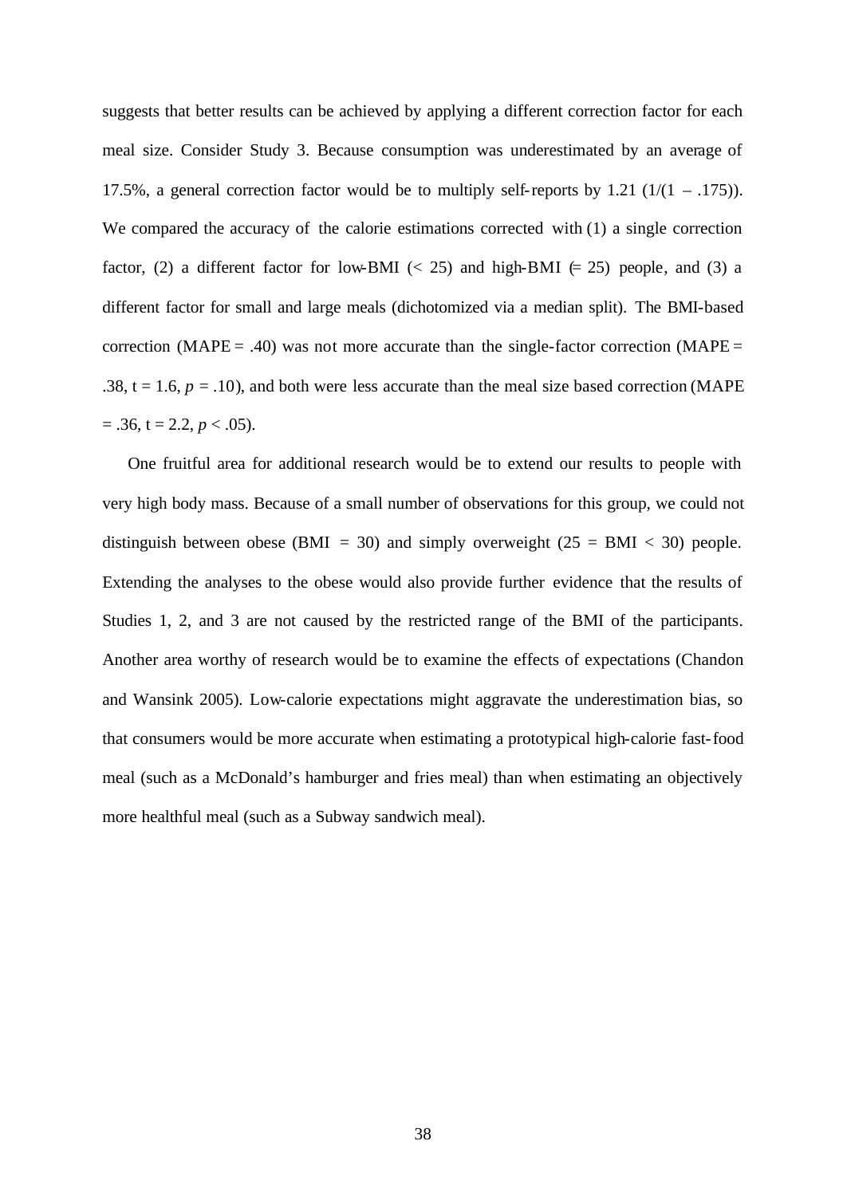suggests that better results can be achieved by applying a different correction factor for each meal size. Consider Study 3. Because consumption was underestimated by an average of 17.5%, a general correction factor would be to multiply self-reports by 1.21 $(1/(1 - .175))$. We compared the accuracy of the calorie estimations corrected with (1) a single correction factor, (2) a different factor for low-BMI (< 25) and high-BMI (= 25) people, and (3) a different factor for small and large meals (dichotomized via a median split). The BMI-based correction (MAPE = .40) was not more accurate than the single-factor correction (MAPE = .38, $t = 1.6$, $p = .10$), and both were less accurate than the meal size based correction (MAPE = .36, $t = 2.2$, $p < .05$).

One fruitful area for additional research would be to extend our results to people with very high body mass. Because of a small number of observations for this group, we could not distinguish between obese (BMI = 30) and simply overweight (25 = BMI < 30) people. Extending the analyses to the obese would also provide further evidence that the results of Studies 1, 2, and 3 are not caused by the restricted range of the BMI of the participants. Another area worthy of research would be to examine the effects of expectations (Chandon and Wansink 2005). Low-calorie expectations might aggravate the underestimation bias, so that consumers would be more accurate when estimating a prototypical high-calorie fast-food meal (such as a McDonald's hamburger and fries meal) than when estimating an objectively more healthful meal (such as a Subway sandwich meal).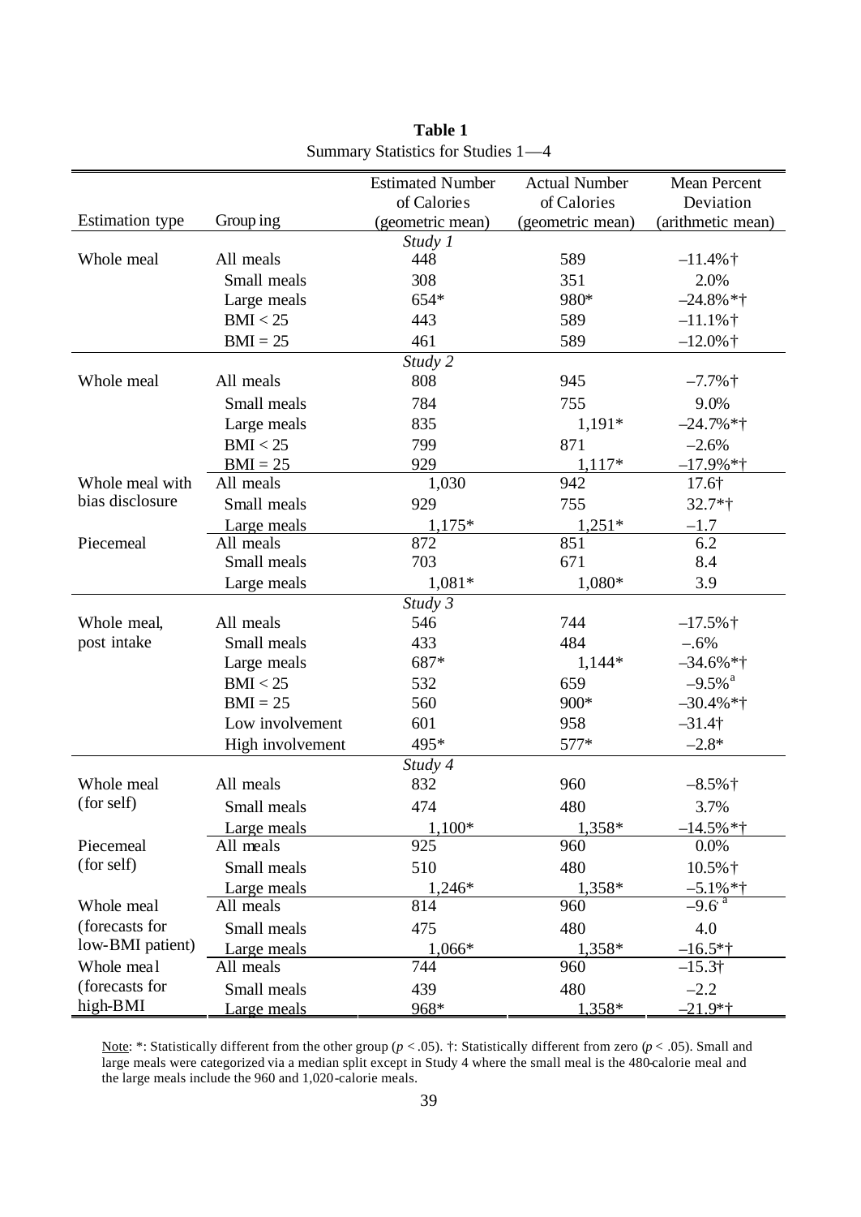**Table 1**
Summary Statistics for Studies 1—4

| Estimation type | Grouping | Estimated Number of Calories (geometric mean) | Actual Number of Calories (geometric mean) | Mean Percent Deviation (arithmetic mean) |
|---|---|---|---|---|
| | | *Study 1* | | |
| Whole meal | All meals | 448 | 589 | –11.4%† |
| | Small meals | 308 | 351 | 2.0% |
| | Large meals | 654* | 980* | –24.8%*† |
| | BMI < 25 | 443 | 589 | –11.1%† |
| | BMI = 25 | 461 | 589 | –12.0%† |
| | | *Study 2* | | |
| Whole meal | All meals | 808 | 945 | –7.7%† |
| | Small meals | 784 | 755 | 9.0% |
| | Large meals | 835 | 1,191* | –24.7%*† |
| | BMI < 25 | 799 | 871 | –2.6% |
| | BMI = 25 | 929 | 1,117* | –17.9%*† |
| Whole meal with bias disclosure | All meals | 1,030 | 942 | 17.6† |
| | Small meals | 929 | 755 | 32.7*† |
| | Large meals | 1,175* | 1,251* | –1.7 |
| Piecemeal | All meals | 872 | 851 | 6.2 |
| | Small meals | 703 | 671 | 8.4 |
| | Large meals | 1,081* | 1,080* | 3.9 |
| | | *Study 3* | | |
| Whole meal, post intake | All meals | 546 | 744 | –17.5%† |
| | Small meals | 433 | 484 | –.6% |
| | Large meals | 687* | 1,144* | –34.6%*† |
| | BMI < 25 | 532 | 659 | –9.5%[a] |
| | BMI = 25 | 560 | 900* | –30.4%*† |
| | Low involvement | 601 | 958 | –31.4† |
| | High involvement | 495* | 577* | –2.8* |
| | | *Study 4* | | |
| Whole meal (for self) | All meals | 832 | 960 | –8.5%† |
| | Small meals | 474 | 480 | 3.7% |
| | Large meals | 1,100* | 1,358* | –14.5%*† |
| Piecemeal (for self) | All meals | 925 | 960 | 0.0% |
| | Small meals | 510 | 480 | 10.5%† |
| | Large meals | 1,246* | 1,358* | –5.1%*† |
| Whole meal (forecasts for low-BMI patient) | All meals | 814 | 960 | –9.6[a] |
| | Small meals | 475 | 480 | 4.0 |
| | Large meals | 1,066* | 1,358* | –16.5*† |
| Whole meal (forecasts for high-BMI | All meals | 744 | 960 | –15.3† |
| | Small meals | 439 | 480 | –2.2 |
| | Large meals | 968* | 1,358* | –21.9*† |

Note: *: Statistically different from the other group ($p < .05$). †: Statistically different from zero ($p < .05$). Small and large meals were categorized via a median split except in Study 4 where the small meal is the 480-calorie meal and the large meals include the 960 and 1,020-calorie meals.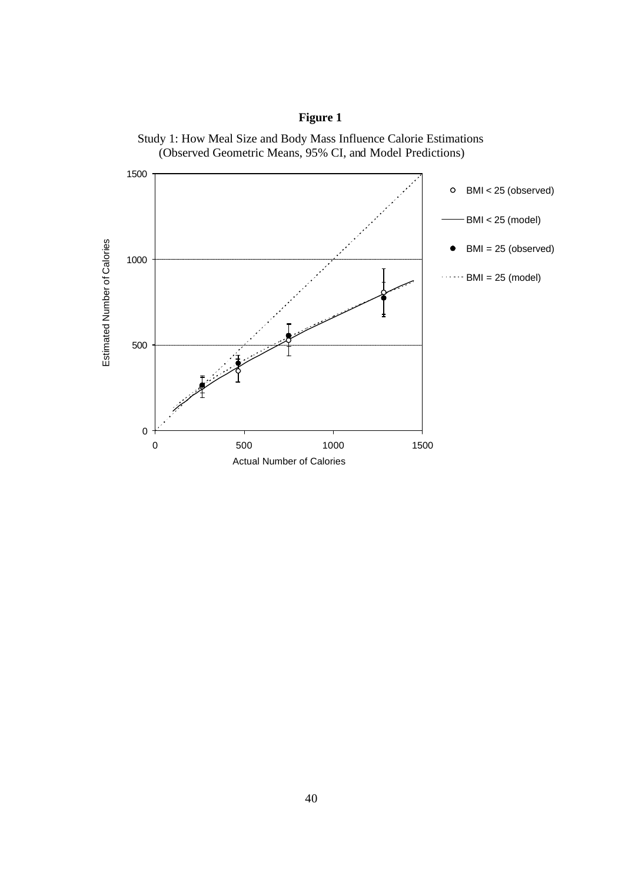**Figure 1**

Study 1: How Meal Size and Body Mass Influence Calorie Estimations
(Observed Geometric Means, 95% CI, and Model Predictions)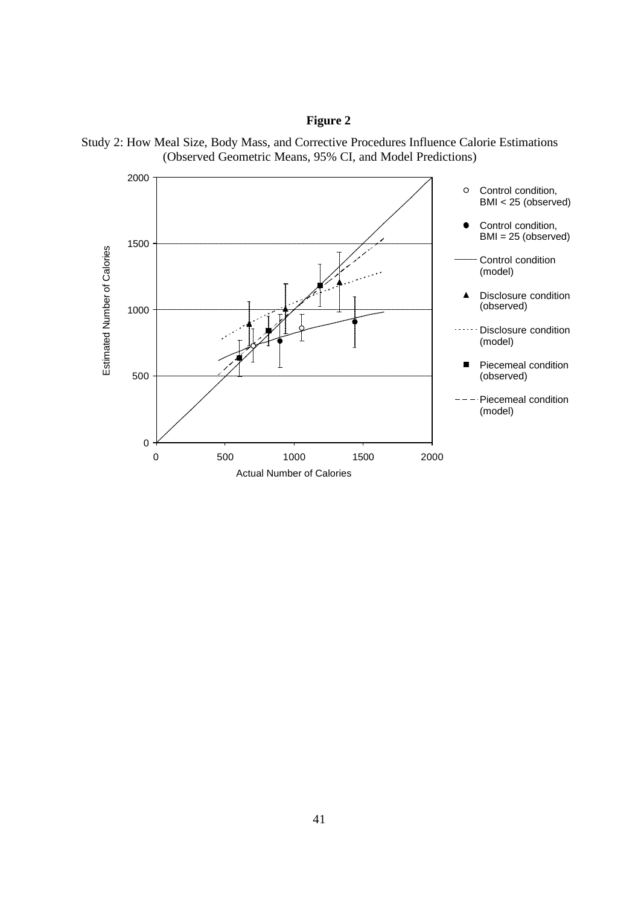**Figure 2**

Study 2: How Meal Size, Body Mass, and Corrective Procedures Influence Calorie Estimations (Observed Geometric Means, 95% CI, and Model Predictions)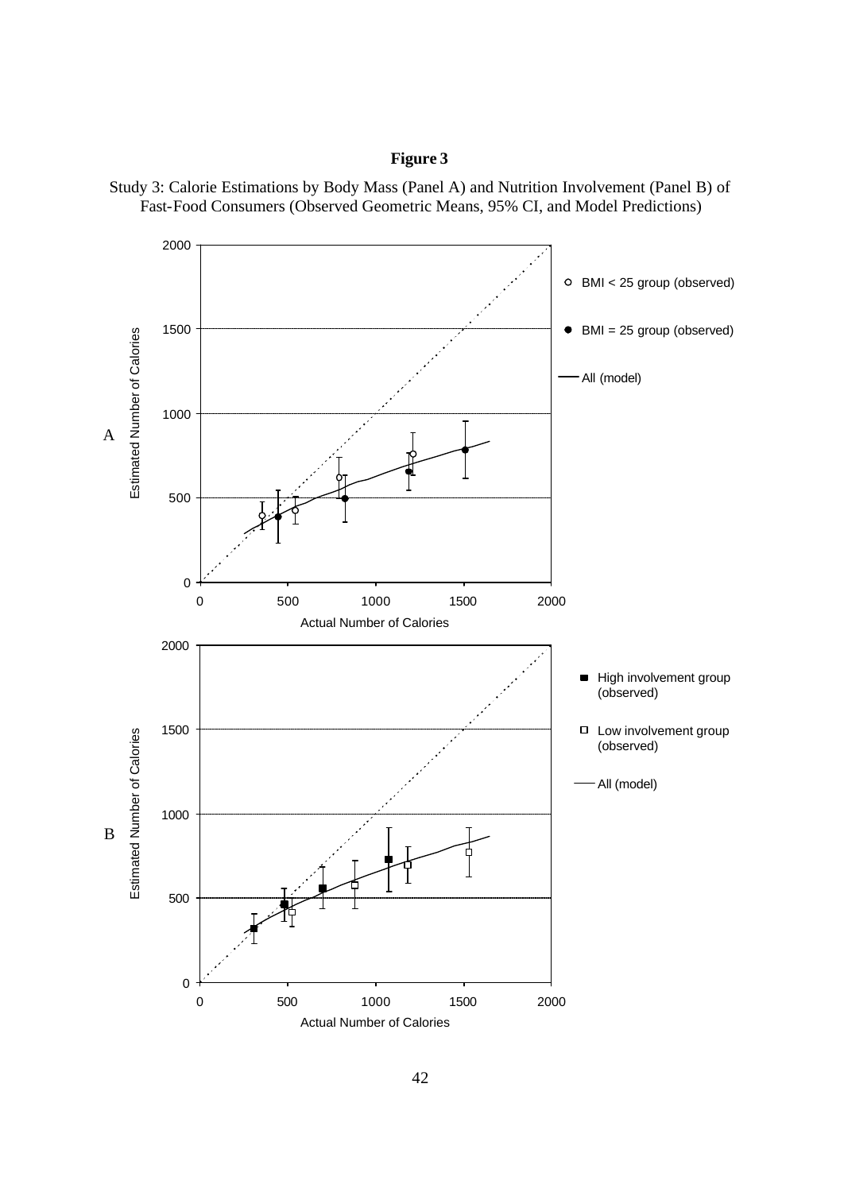**Figure 3**

Study 3: Calorie Estimations by Body Mass (Panel A) and Nutrition Involvement (Panel B) of Fast-Food Consumers (Observed Geometric Means, 95% CI, and Model Predictions)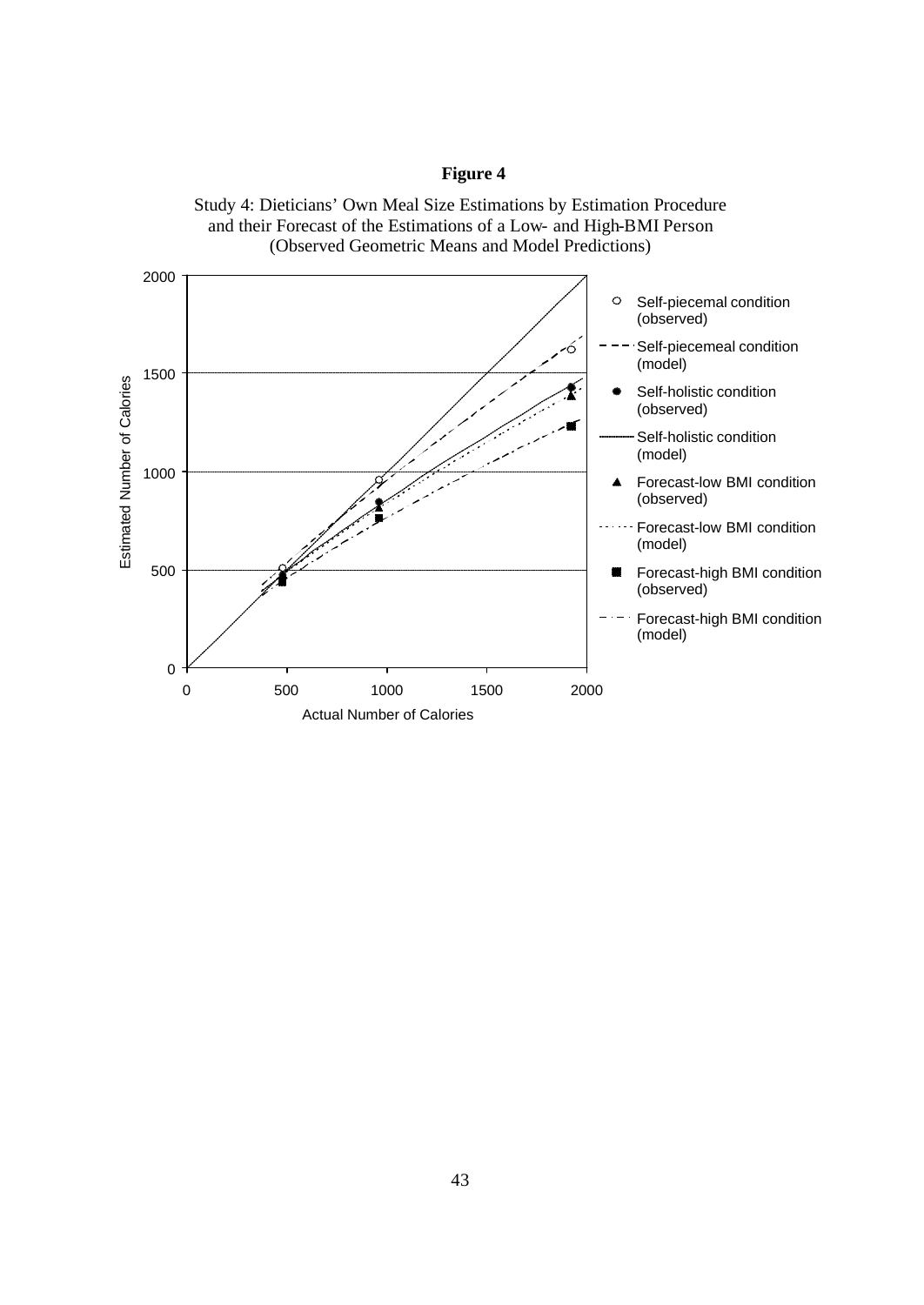**Figure 4**

Study 4: Dieticians' Own Meal Size Estimations by Estimation Procedure and their Forecast of the Estimations of a Low- and High-BMI Person (Observed Geometric Means and Model Predictions)

Estimated Number of Calories

Actual Number of Calories

- Self-piecemal condition (observed)
- Self-piecemeal condition (model)
- Self-holistic condition (observed)
- Self-holistic condition (model)
- Forecast-low BMI condition (observed)
- Forecast-low BMI condition (model)
- Forecast-high BMI condition (observed)
- Forecast-high BMI condition (model)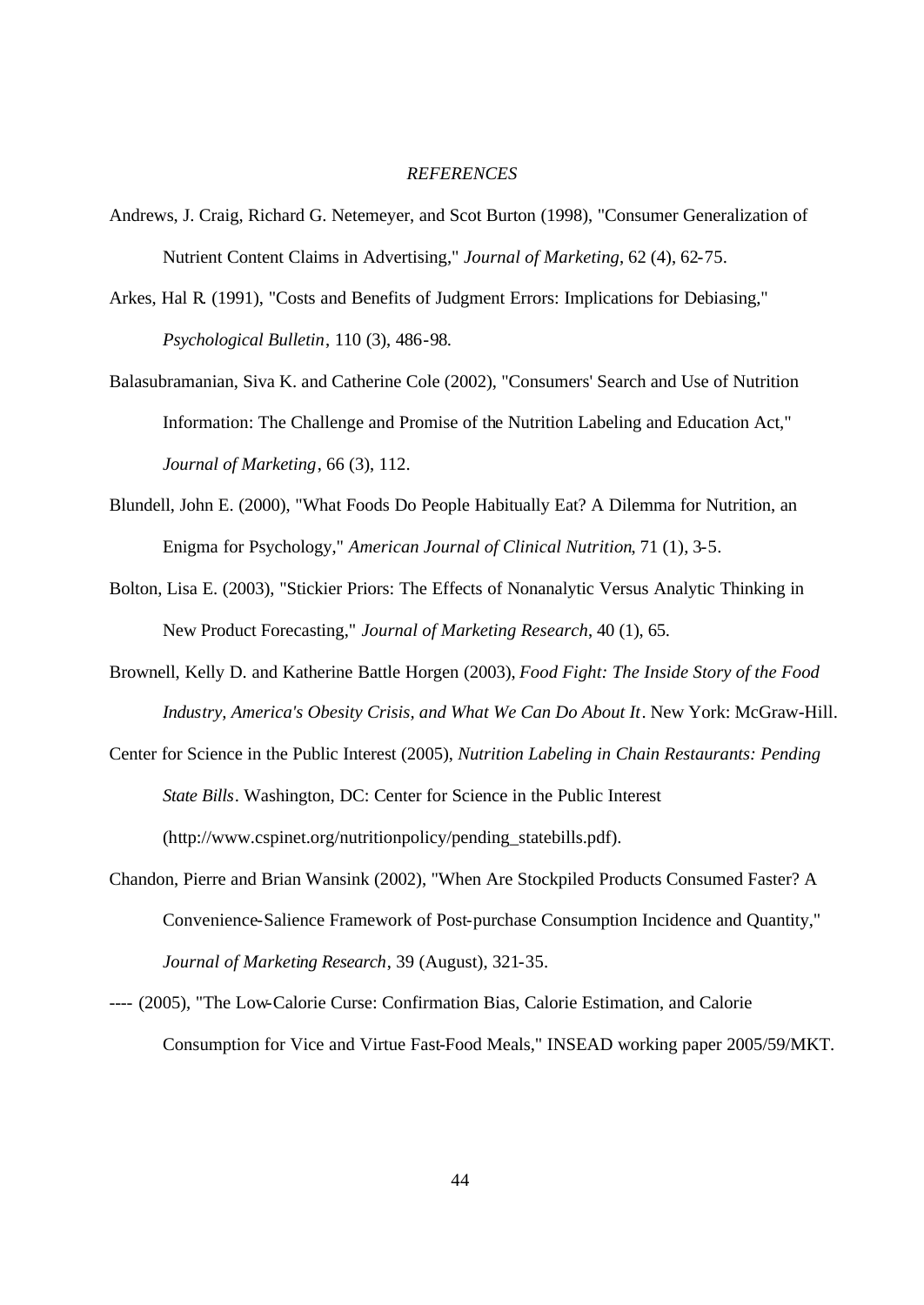*REFERENCES*

Andrews, J. Craig, Richard G. Netemeyer, and Scot Burton (1998), "Consumer Generalization of Nutrient Content Claims in Advertising," *Journal of Marketing*, 62 (4), 62-75.

Arkes, Hal R. (1991), "Costs and Benefits of Judgment Errors: Implications for Debiasing," *Psychological Bulletin*, 110 (3), 486-98.

Balasubramanian, Siva K. and Catherine Cole (2002), "Consumers' Search and Use of Nutrition Information: The Challenge and Promise of the Nutrition Labeling and Education Act," *Journal of Marketing*, 66 (3), 112.

Blundell, John E. (2000), "What Foods Do People Habitually Eat? A Dilemma for Nutrition, an Enigma for Psychology," *American Journal of Clinical Nutrition*, 71 (1), 3-5.

Bolton, Lisa E. (2003), "Stickier Priors: The Effects of Nonanalytic Versus Analytic Thinking in New Product Forecasting," *Journal of Marketing Research*, 40 (1), 65.

Brownell, Kelly D. and Katherine Battle Horgen (2003), *Food Fight: The Inside Story of the Food Industry, America's Obesity Crisis, and What We Can Do About It*. New York: McGraw-Hill.

Center for Science in the Public Interest (2005), *Nutrition Labeling in Chain Restaurants: Pending State Bills*. Washington, DC: Center for Science in the Public Interest (http://www.cspinet.org/nutritionpolicy/pending_statebills.pdf).

Chandon, Pierre and Brian Wansink (2002), "When Are Stockpiled Products Consumed Faster? A Convenience-Salience Framework of Post-purchase Consumption Incidence and Quantity," *Journal of Marketing Research*, 39 (August), 321-35.

---- (2005), "The Low-Calorie Curse: Confirmation Bias, Calorie Estimation, and Calorie Consumption for Vice and Virtue Fast-Food Meals," INSEAD working paper 2005/59/MKT.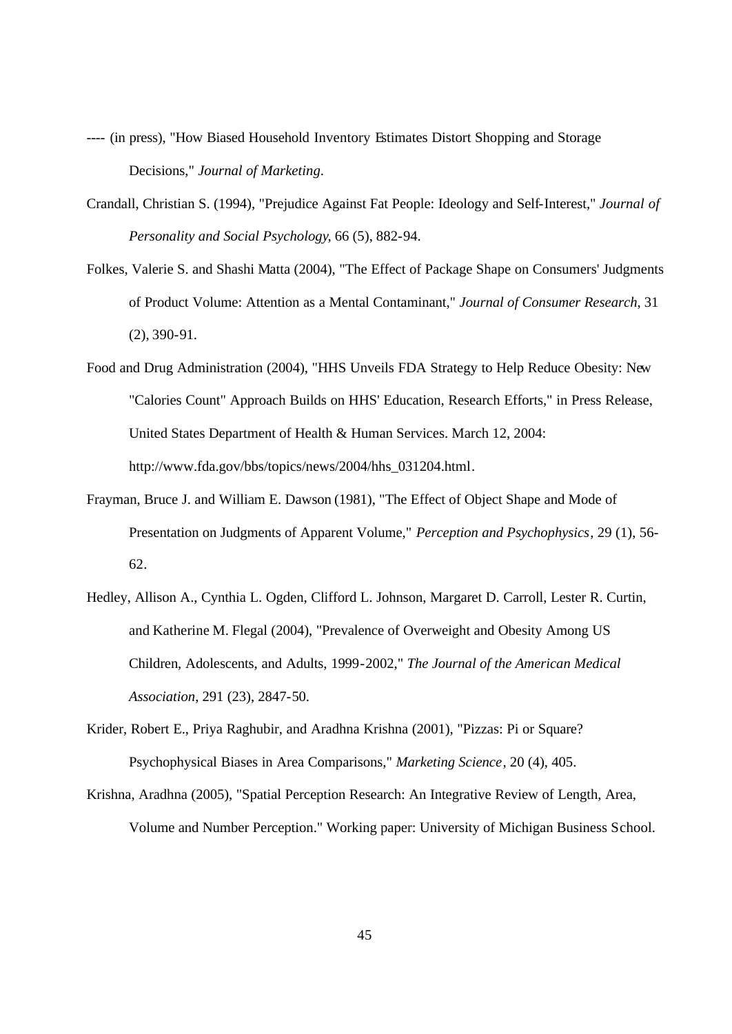---- (in press), "How Biased Household Inventory Estimates Distort Shopping and Storage Decisions," *Journal of Marketing*.

Crandall, Christian S. (1994), "Prejudice Against Fat People: Ideology and Self-Interest," *Journal of Personality and Social Psychology*, 66 (5), 882-94.

Folkes, Valerie S. and Shashi Matta (2004), "The Effect of Package Shape on Consumers' Judgments of Product Volume: Attention as a Mental Contaminant," *Journal of Consumer Research*, 31 (2), 390-91.

Food and Drug Administration (2004), "HHS Unveils FDA Strategy to Help Reduce Obesity: New "Calories Count" Approach Builds on HHS' Education, Research Efforts," in Press Release, United States Department of Health & Human Services. March 12, 2004: http://www.fda.gov/bbs/topics/news/2004/hhs_031204.html.

Frayman, Bruce J. and William E. Dawson (1981), "The Effect of Object Shape and Mode of Presentation on Judgments of Apparent Volume," *Perception and Psychophysics*, 29 (1), 56-62.

Hedley, Allison A., Cynthia L. Ogden, Clifford L. Johnson, Margaret D. Carroll, Lester R. Curtin, and Katherine M. Flegal (2004), "Prevalence of Overweight and Obesity Among US Children, Adolescents, and Adults, 1999-2002," *The Journal of the American Medical Association*, 291 (23), 2847-50.

Krider, Robert E., Priya Raghubir, and Aradhna Krishna (2001), "Pizzas: Pi or Square? Psychophysical Biases in Area Comparisons," *Marketing Science*, 20 (4), 405.

Krishna, Aradhna (2005), "Spatial Perception Research: An Integrative Review of Length, Area, Volume and Number Perception." Working paper: University of Michigan Business School.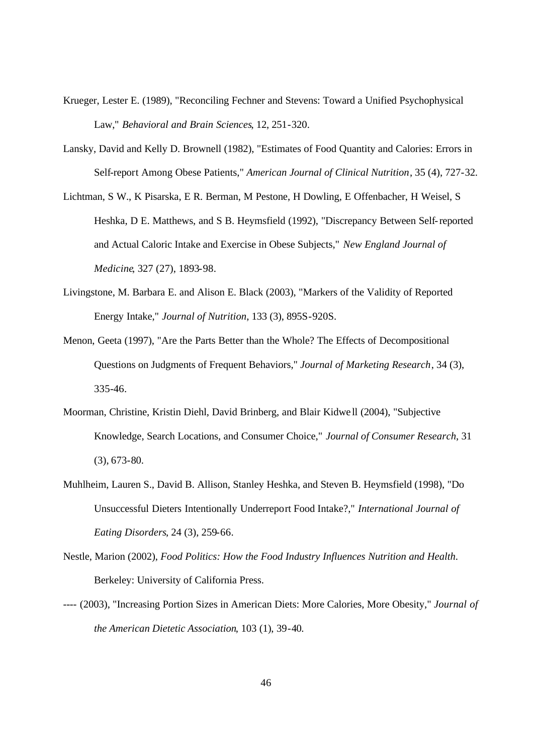Krueger, Lester E. (1989), "Reconciling Fechner and Stevens: Toward a Unified Psychophysical Law," *Behavioral and Brain Sciences*, 12, 251-320.

Lansky, David and Kelly D. Brownell (1982), "Estimates of Food Quantity and Calories: Errors in Self-report Among Obese Patients," *American Journal of Clinical Nutrition*, 35 (4), 727-32.

Lichtman, S W., K Pisarska, E R. Berman, M Pestone, H Dowling, E Offenbacher, H Weisel, S Heshka, D E. Matthews, and S B. Heymsfield (1992), "Discrepancy Between Self-reported and Actual Caloric Intake and Exercise in Obese Subjects," *New England Journal of Medicine*, 327 (27), 1893-98.

Livingstone, M. Barbara E. and Alison E. Black (2003), "Markers of the Validity of Reported Energy Intake," *Journal of Nutrition*, 133 (3), 895S-920S.

Menon, Geeta (1997), "Are the Parts Better than the Whole? The Effects of Decompositional Questions on Judgments of Frequent Behaviors," *Journal of Marketing Research*, 34 (3), 335-46.

Moorman, Christine, Kristin Diehl, David Brinberg, and Blair Kidwell (2004), "Subjective Knowledge, Search Locations, and Consumer Choice," *Journal of Consumer Research*, 31 (3), 673-80.

Muhlheim, Lauren S., David B. Allison, Stanley Heshka, and Steven B. Heymsfield (1998), "Do Unsuccessful Dieters Intentionally Underreport Food Intake?," *International Journal of Eating Disorders*, 24 (3), 259-66.

Nestle, Marion (2002), *Food Politics: How the Food Industry Influences Nutrition and Health*. Berkeley: University of California Press.

---- (2003), "Increasing Portion Sizes in American Diets: More Calories, More Obesity," *Journal of the American Dietetic Association*, 103 (1), 39-40.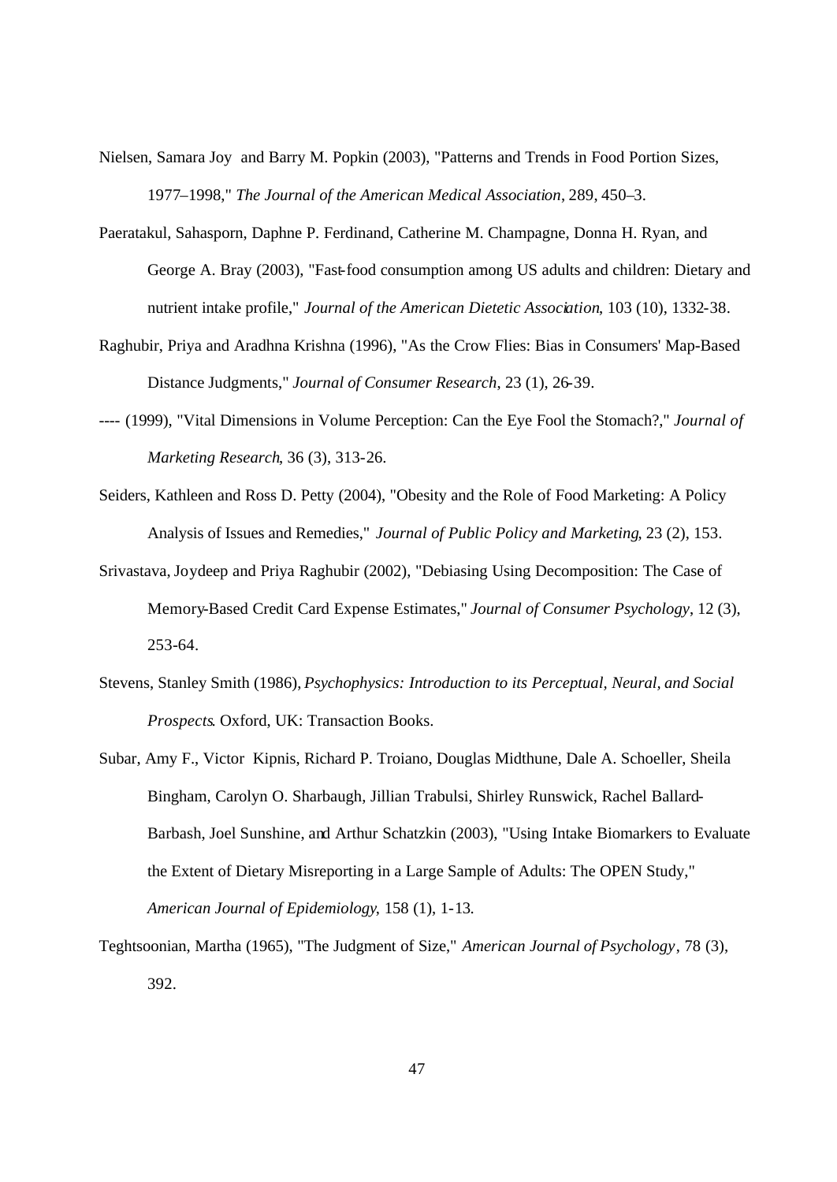Nielsen, Samara Joy and Barry M. Popkin (2003), "Patterns and Trends in Food Portion Sizes, 1977–1998," *The Journal of the American Medical Association*, 289, 450–3.

Paeratakul, Sahasporn, Daphne P. Ferdinand, Catherine M. Champagne, Donna H. Ryan, and George A. Bray (2003), "Fast-food consumption among US adults and children: Dietary and nutrient intake profile," *Journal of the American Dietetic Association*, 103 (10), 1332-38.

Raghubir, Priya and Aradhna Krishna (1996), "As the Crow Flies: Bias in Consumers' Map-Based Distance Judgments," *Journal of Consumer Research*, 23 (1), 26-39.

---- (1999), "Vital Dimensions in Volume Perception: Can the Eye Fool the Stomach?," *Journal of Marketing Research*, 36 (3), 313-26.

Seiders, Kathleen and Ross D. Petty (2004), "Obesity and the Role of Food Marketing: A Policy Analysis of Issues and Remedies," *Journal of Public Policy and Marketing*, 23 (2), 153.

Srivastava, Joydeep and Priya Raghubir (2002), "Debiasing Using Decomposition: The Case of Memory-Based Credit Card Expense Estimates," *Journal of Consumer Psychology*, 12 (3), 253-64.

Stevens, Stanley Smith (1986), *Psychophysics: Introduction to its Perceptual, Neural, and Social Prospects*. Oxford, UK: Transaction Books.

Subar, Amy F., Victor Kipnis, Richard P. Troiano, Douglas Midthune, Dale A. Schoeller, Sheila Bingham, Carolyn O. Sharbaugh, Jillian Trabulsi, Shirley Runswick, Rachel Ballard-Barbash, Joel Sunshine, and Arthur Schatzkin (2003), "Using Intake Biomarkers to Evaluate the Extent of Dietary Misreporting in a Large Sample of Adults: The OPEN Study," *American Journal of Epidemiology*, 158 (1), 1-13.

Teghtsoonian, Martha (1965), "The Judgment of Size," *American Journal of Psychology*, 78 (3), 392.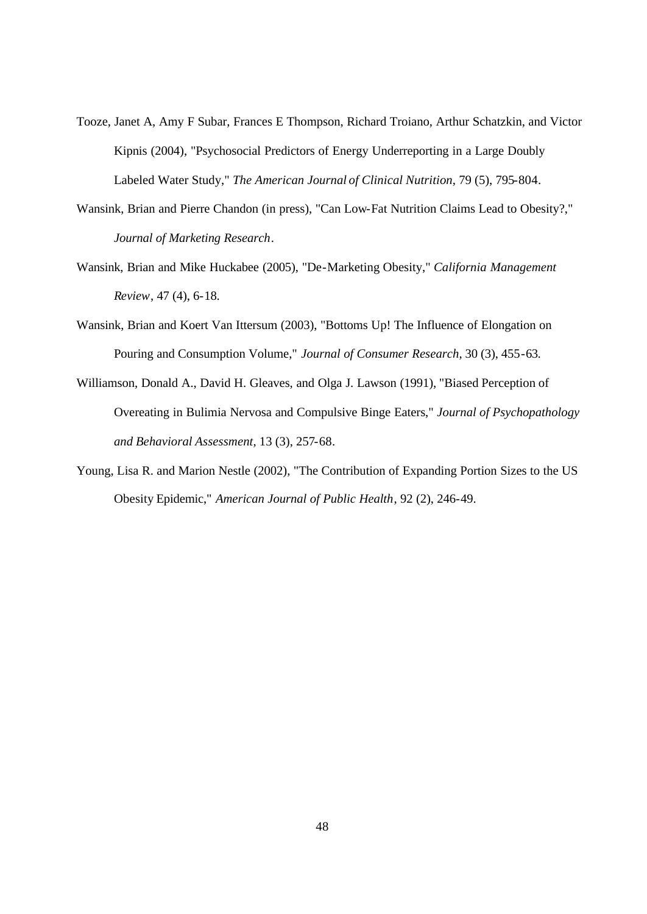Tooze, Janet A, Amy F Subar, Frances E Thompson, Richard Troiano, Arthur Schatzkin, and Victor Kipnis (2004), "Psychosocial Predictors of Energy Underreporting in a Large Doubly Labeled Water Study," *The American Journal of Clinical Nutrition*, 79 (5), 795-804.

Wansink, Brian and Pierre Chandon (in press), "Can Low-Fat Nutrition Claims Lead to Obesity?," *Journal of Marketing Research*.

Wansink, Brian and Mike Huckabee (2005), "De-Marketing Obesity," *California Management Review*, 47 (4), 6-18.

Wansink, Brian and Koert Van Ittersum (2003), "Bottoms Up! The Influence of Elongation on Pouring and Consumption Volume," *Journal of Consumer Research*, 30 (3), 455-63.

Williamson, Donald A., David H. Gleaves, and Olga J. Lawson (1991), "Biased Perception of Overeating in Bulimia Nervosa and Compulsive Binge Eaters," *Journal of Psychopathology and Behavioral Assessment*, 13 (3), 257-68.

Young, Lisa R. and Marion Nestle (2002), "The Contribution of Expanding Portion Sizes to the US Obesity Epidemic," *American Journal of Public Health*, 92 (2), 246-49.